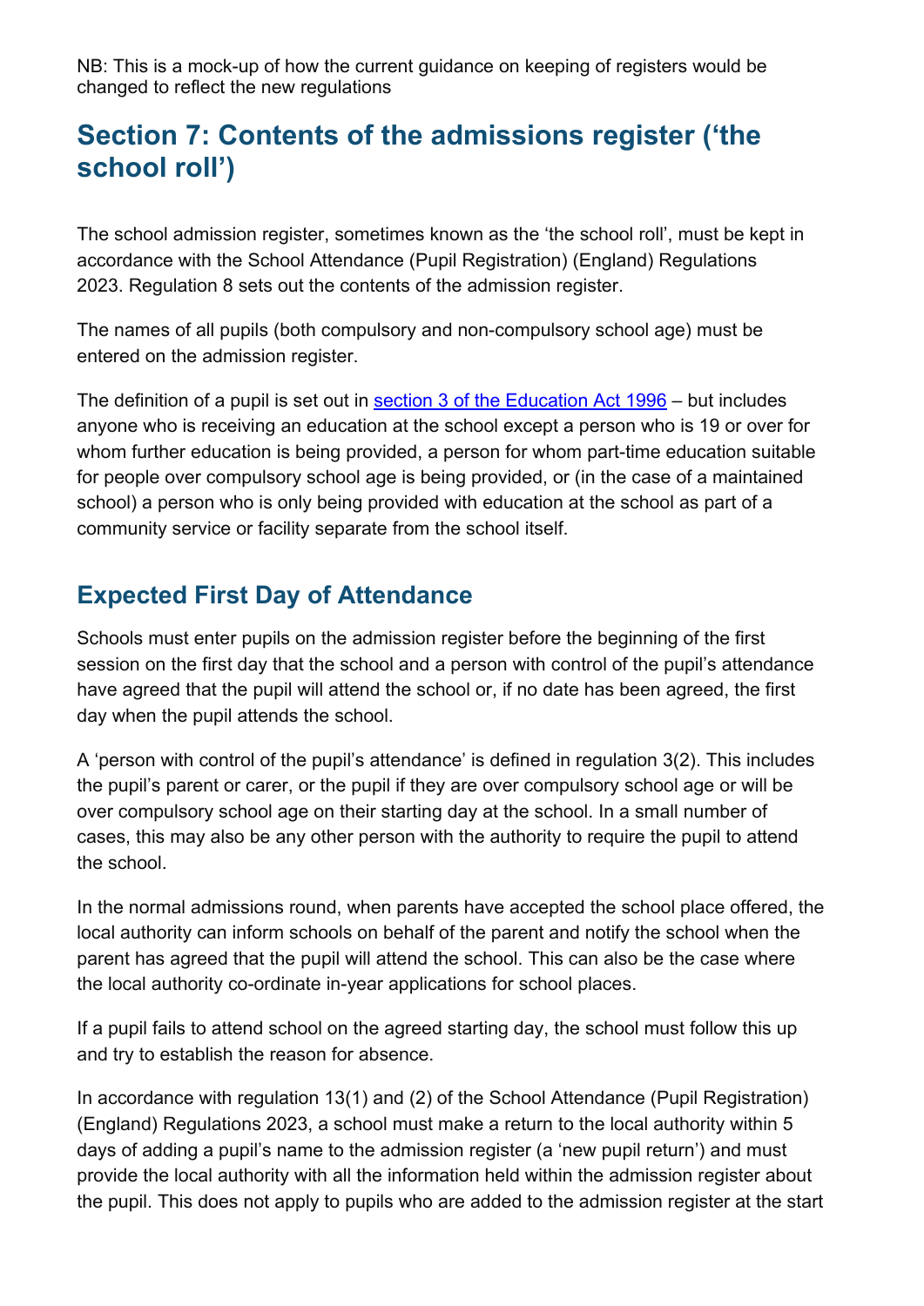NB: This is a mock-up of how the current guidance on keeping of registers would be changed to reflect the new regulations

# Section 7: Contents of the admissions register ('the school roll')

The school admission register, sometimes known as the 'the school roll', must be kept in accordance with the School Attendance (Pupil Registration) (England) Regulations 2023. Regulation 8 sets out the contents of the admission register.

The names of all pupils (both compulsory and non-compulsory school age) must be entered on the admission register.

The definition of a pupil is set out in [section 3 of the Education Act 1996](#) – but includes anyone who is receiving an education at the school except a person who is 19 or over for whom further education is being provided, a person for whom part-time education suitable for people over compulsory school age is being provided, or (in the case of a maintained school) a person who is only being provided with education at the school as part of a community service or facility separate from the school itself.

## Expected First Day of Attendance

Schools must enter pupils on the admission register before the beginning of the first session on the first day that the school and a person with control of the pupil's attendance have agreed that the pupil will attend the school or, if no date has been agreed, the first day when the pupil attends the school.

A 'person with control of the pupil's attendance' is defined in regulation 3(2). This includes the pupil's parent or carer, or the pupil if they are over compulsory school age or will be over compulsory school age on their starting day at the school. In a small number of cases, this may also be any other person with the authority to require the pupil to attend the school.

In the normal admissions round, when parents have accepted the school place offered, the local authority can inform schools on behalf of the parent and notify the school when the parent has agreed that the pupil will attend the school. This can also be the case where the local authority co-ordinate in-year applications for school places.

If a pupil fails to attend school on the agreed starting day, the school must follow this up and try to establish the reason for absence.

In accordance with regulation 13(1) and (2) of the School Attendance (Pupil Registration) (England) Regulations 2023, a school must make a return to the local authority within 5 days of adding a pupil's name to the admission register (a 'new pupil return') and must provide the local authority with all the information held within the admission register about the pupil. This does not apply to pupils who are added to the admission register at the start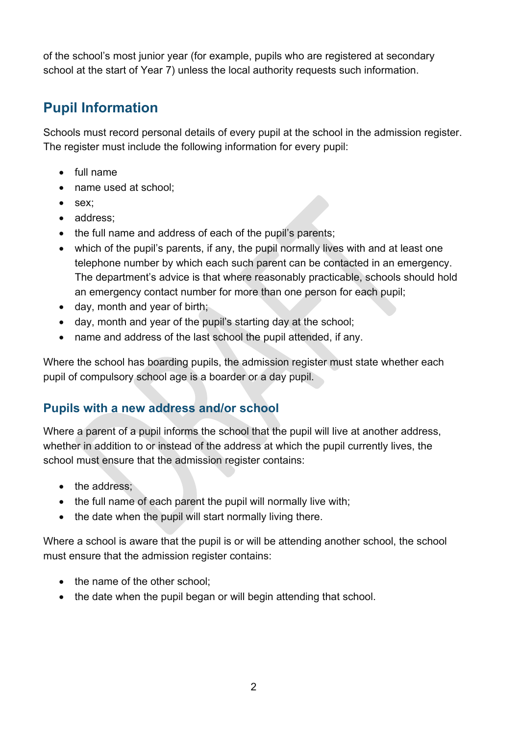of the school's most junior year (for example, pupils who are registered at secondary school at the start of Year 7) unless the local authority requests such information.

## Pupil Information

Schools must record personal details of every pupil at the school in the admission register. The register must include the following information for every pupil:

- full name
- name used at school;
- sex;
- address;
- the full name and address of each of the pupil's parents;
- which of the pupil's parents, if any, the pupil normally lives with and at least one telephone number by which each such parent can be contacted in an emergency. The department's advice is that where reasonably practicable, schools should hold an emergency contact number for more than one person for each pupil;
- day, month and year of birth;
- day, month and year of the pupil's starting day at the school;
- name and address of the last school the pupil attended, if any.

Where the school has boarding pupils, the admission register must state whether each pupil of compulsory school age is a boarder or a day pupil.

### Pupils with a new address and/or school

Where a parent of a pupil informs the school that the pupil will live at another address, whether in addition to or instead of the address at which the pupil currently lives, the school must ensure that the admission register contains:

- the address;
- the full name of each parent the pupil will normally live with;
- the date when the pupil will start normally living there.

Where a school is aware that the pupil is or will be attending another school, the school must ensure that the admission register contains:

- the name of the other school;
- the date when the pupil began or will begin attending that school.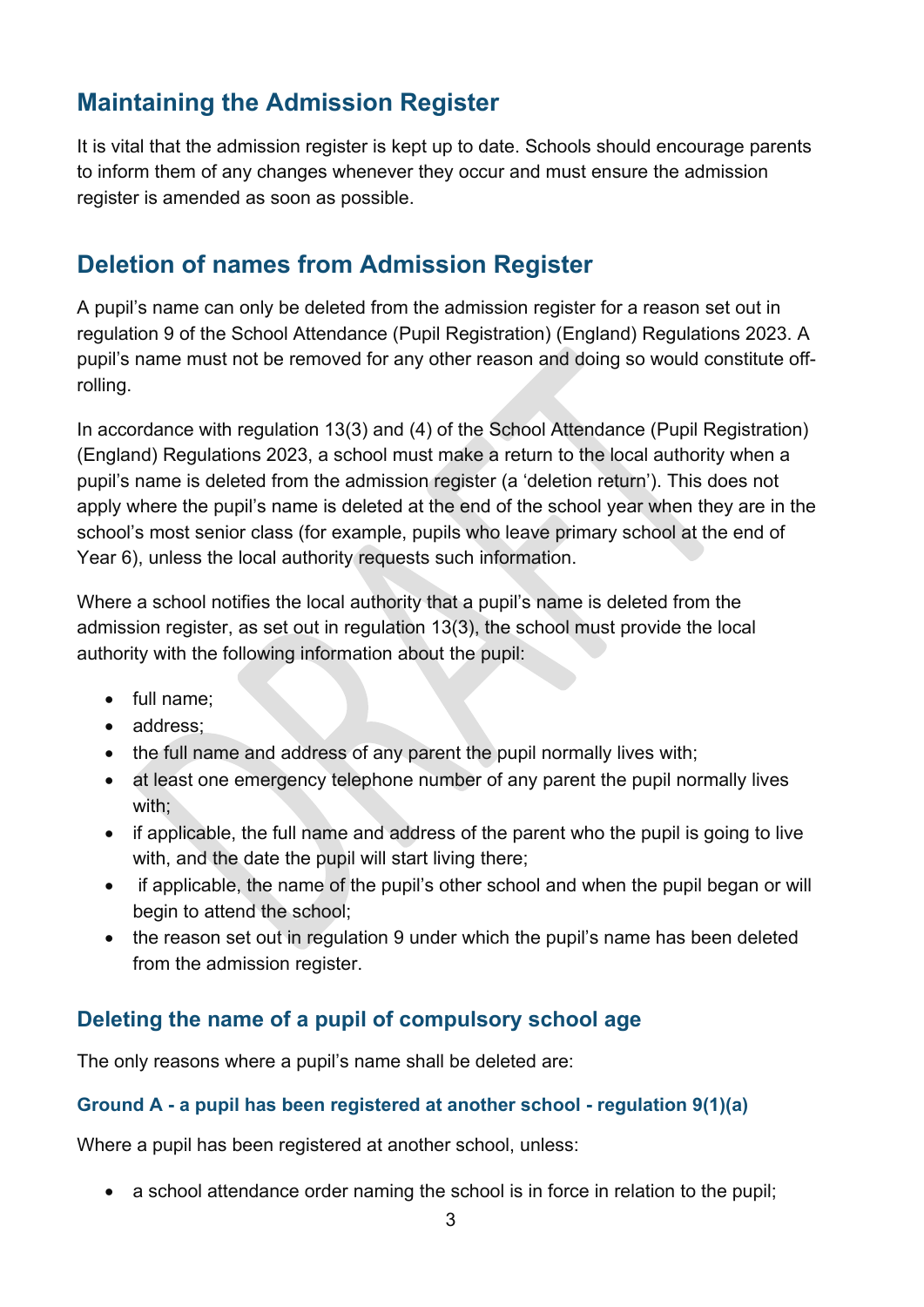## Maintaining the Admission Register

It is vital that the admission register is kept up to date. Schools should encourage parents to inform them of any changes whenever they occur and must ensure the admission register is amended as soon as possible.

## Deletion of names from Admission Register

A pupil's name can only be deleted from the admission register for a reason set out in regulation 9 of the School Attendance (Pupil Registration) (England) Regulations 2023. A pupil's name must not be removed for any other reason and doing so would constitute off-rolling.

In accordance with regulation 13(3) and (4) of the School Attendance (Pupil Registration) (England) Regulations 2023, a school must make a return to the local authority when a pupil's name is deleted from the admission register (a 'deletion return'). This does not apply where the pupil's name is deleted at the end of the school year when they are in the school's most senior class (for example, pupils who leave primary school at the end of Year 6), unless the local authority requests such information.

Where a school notifies the local authority that a pupil's name is deleted from the admission register, as set out in regulation 13(3), the school must provide the local authority with the following information about the pupil:

- full name;
- address;
- the full name and address of any parent the pupil normally lives with;
- at least one emergency telephone number of any parent the pupil normally lives with;
- if applicable, the full name and address of the parent who the pupil is going to live with, and the date the pupil will start living there;
- if applicable, the name of the pupil's other school and when the pupil began or will begin to attend the school;
- the reason set out in regulation 9 under which the pupil's name has been deleted from the admission register.

### Deleting the name of a pupil of compulsory school age

The only reasons where a pupil's name shall be deleted are:

#### Ground A - a pupil has been registered at another school - regulation 9(1)(a)

Where a pupil has been registered at another school, unless:

- a school attendance order naming the school is in force in relation to the pupil;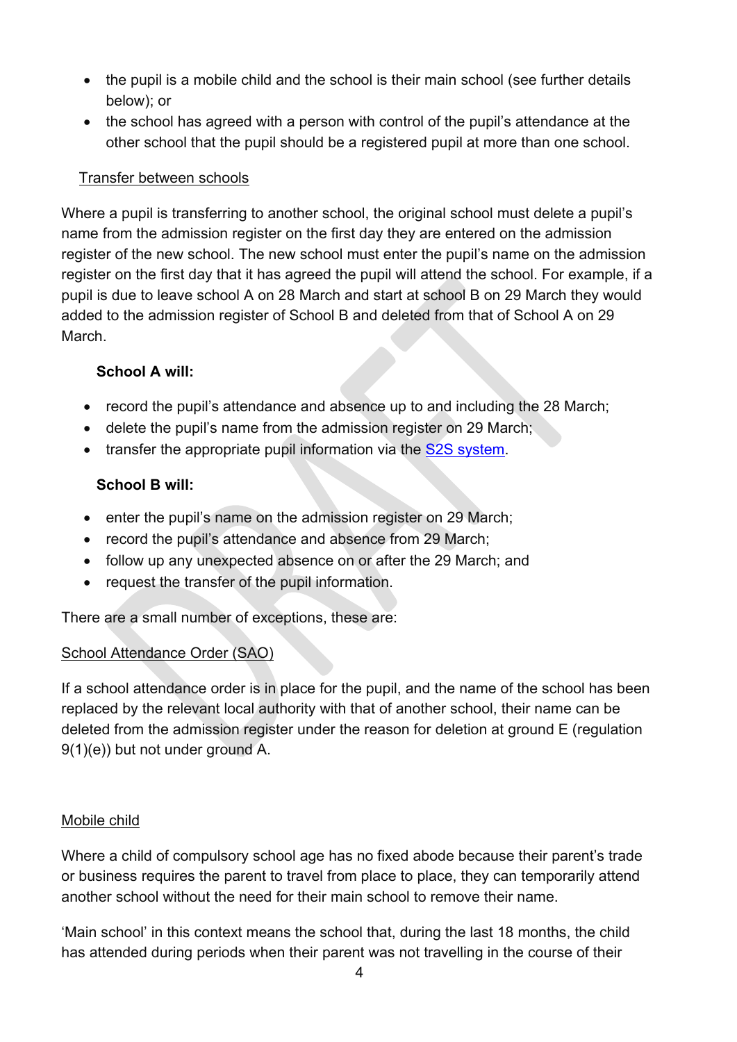- the pupil is a mobile child and the school is their main school (see further details below); or
- the school has agreed with a person with control of the pupil's attendance at the other school that the pupil should be a registered pupil at more than one school.

Transfer between schools

Where a pupil is transferring to another school, the original school must delete a pupil's name from the admission register on the first day they are entered on the admission register of the new school. The new school must enter the pupil's name on the admission register on the first day that it has agreed the pupil will attend the school. For example, if a pupil is due to leave school A on 28 March and start at school B on 29 March they would added to the admission register of School B and deleted from that of School A on 29 March.

**School A will:**

- record the pupil's attendance and absence up to and including the 28 March;
- delete the pupil's name from the admission register on 29 March;
- transfer the appropriate pupil information via the S2S system.

**School B will:**

- enter the pupil's name on the admission register on 29 March;
- record the pupil's attendance and absence from 29 March;
- follow up any unexpected absence on or after the 29 March; and
- request the transfer of the pupil information.

There are a small number of exceptions, these are:

School Attendance Order (SAO)

If a school attendance order is in place for the pupil, and the name of the school has been replaced by the relevant local authority with that of another school, their name can be deleted from the admission register under the reason for deletion at ground E (regulation 9(1)(e)) but not under ground A.

Mobile child

Where a child of compulsory school age has no fixed abode because their parent's trade or business requires the parent to travel from place to place, they can temporarily attend another school without the need for their main school to remove their name.

'Main school' in this context means the school that, during the last 18 months, the child has attended during periods when their parent was not travelling in the course of their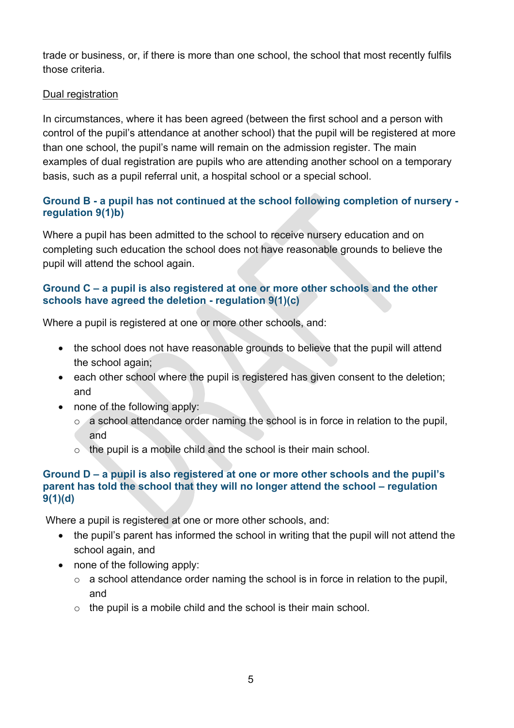trade or business, or, if there is more than one school, the school that most recently fulfils those criteria.

Dual registration

In circumstances, where it has been agreed (between the first school and a person with control of the pupil's attendance at another school) that the pupil will be registered at more than one school, the pupil's name will remain on the admission register. The main examples of dual registration are pupils who are attending another school on a temporary basis, such as a pupil referral unit, a hospital school or a special school.

### Ground B - a pupil has not continued at the school following completion of nursery - regulation 9(1)b)

Where a pupil has been admitted to the school to receive nursery education and on completing such education the school does not have reasonable grounds to believe the pupil will attend the school again.

### Ground C – a pupil is also registered at one or more other schools and the other schools have agreed the deletion - regulation 9(1)(c)

Where a pupil is registered at one or more other schools, and:

- the school does not have reasonable grounds to believe that the pupil will attend the school again;
- each other school where the pupil is registered has given consent to the deletion; and
- none of the following apply:
  - a school attendance order naming the school is in force in relation to the pupil, and
  - the pupil is a mobile child and the school is their main school.

### Ground D – a pupil is also registered at one or more other schools and the pupil's parent has told the school that they will no longer attend the school – regulation 9(1)(d)

Where a pupil is registered at one or more other schools, and:

- the pupil's parent has informed the school in writing that the pupil will not attend the school again, and
- none of the following apply:
  - a school attendance order naming the school is in force in relation to the pupil, and
  - the pupil is a mobile child and the school is their main school.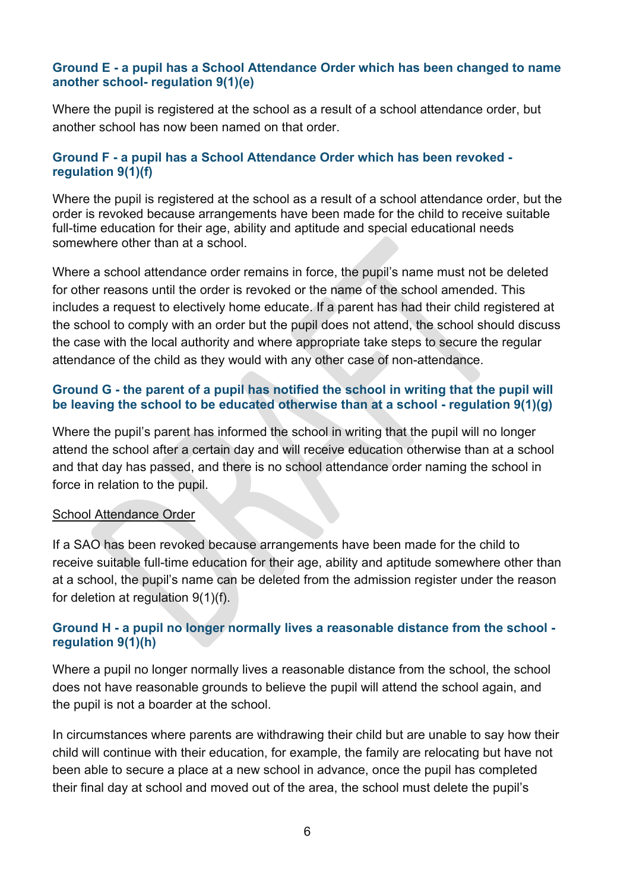### Ground E - a pupil has a School Attendance Order which has been changed to name another school- regulation 9(1)(e)

Where the pupil is registered at the school as a result of a school attendance order, but another school has now been named on that order.

### Ground F - a pupil has a School Attendance Order which has been revoked - regulation 9(1)(f)

Where the pupil is registered at the school as a result of a school attendance order, but the order is revoked because arrangements have been made for the child to receive suitable full-time education for their age, ability and aptitude and special educational needs somewhere other than at a school.

Where a school attendance order remains in force, the pupil's name must not be deleted for other reasons until the order is revoked or the name of the school amended. This includes a request to electively home educate. If a parent has had their child registered at the school to comply with an order but the pupil does not attend, the school should discuss the case with the local authority and where appropriate take steps to secure the regular attendance of the child as they would with any other case of non-attendance.

### Ground G - the parent of a pupil has notified the school in writing that the pupil will be leaving the school to be educated otherwise than at a school - regulation 9(1)(g)

Where the pupil's parent has informed the school in writing that the pupil will no longer attend the school after a certain day and will receive education otherwise than at a school and that day has passed, and there is no school attendance order naming the school in force in relation to the pupil.

School Attendance Order

If a SAO has been revoked because arrangements have been made for the child to receive suitable full-time education for their age, ability and aptitude somewhere other than at a school, the pupil's name can be deleted from the admission register under the reason for deletion at regulation 9(1)(f).

### Ground H - a pupil no longer normally lives a reasonable distance from the school - regulation 9(1)(h)

Where a pupil no longer normally lives a reasonable distance from the school, the school does not have reasonable grounds to believe the pupil will attend the school again, and the pupil is not a boarder at the school.

In circumstances where parents are withdrawing their child but are unable to say how their child will continue with their education, for example, the family are relocating but have not been able to secure a place at a new school in advance, once the pupil has completed their final day at school and moved out of the area, the school must delete the pupil's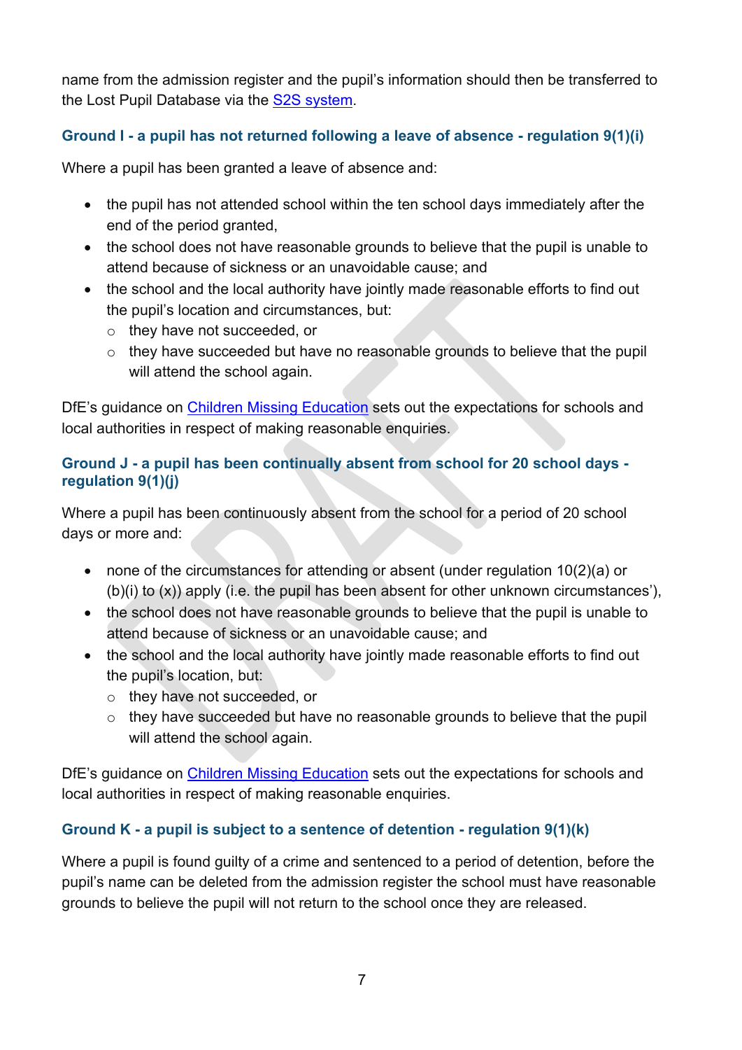name from the admission register and the pupil's information should then be transferred to the Lost Pupil Database via the [S2S system](#).

### Ground I - a pupil has not returned following a leave of absence - regulation 9(1)(i)

Where a pupil has been granted a leave of absence and:

- the pupil has not attended school within the ten school days immediately after the end of the period granted,
- the school does not have reasonable grounds to believe that the pupil is unable to attend because of sickness or an unavoidable cause; and
- the school and the local authority have jointly made reasonable efforts to find out the pupil's location and circumstances, but:
  - they have not succeeded, or
  - they have succeeded but have no reasonable grounds to believe that the pupil will attend the school again.

DfE's guidance on [Children Missing Education](#) sets out the expectations for schools and local authorities in respect of making reasonable enquiries.

### Ground J - a pupil has been continually absent from school for 20 school days - regulation 9(1)(j)

Where a pupil has been continuously absent from the school for a period of 20 school days or more and:

- none of the circumstances for attending or absent (under regulation 10(2)(a) or (b)(i) to (x)) apply (i.e. the pupil has been absent for other unknown circumstances'),
- the school does not have reasonable grounds to believe that the pupil is unable to attend because of sickness or an unavoidable cause; and
- the school and the local authority have jointly made reasonable efforts to find out the pupil's location, but:
  - they have not succeeded, or
  - they have succeeded but have no reasonable grounds to believe that the pupil will attend the school again.

DfE's guidance on [Children Missing Education](#) sets out the expectations for schools and local authorities in respect of making reasonable enquiries.

### Ground K - a pupil is subject to a sentence of detention - regulation 9(1)(k)

Where a pupil is found guilty of a crime and sentenced to a period of detention, before the pupil's name can be deleted from the admission register the school must have reasonable grounds to believe the pupil will not return to the school once they are released.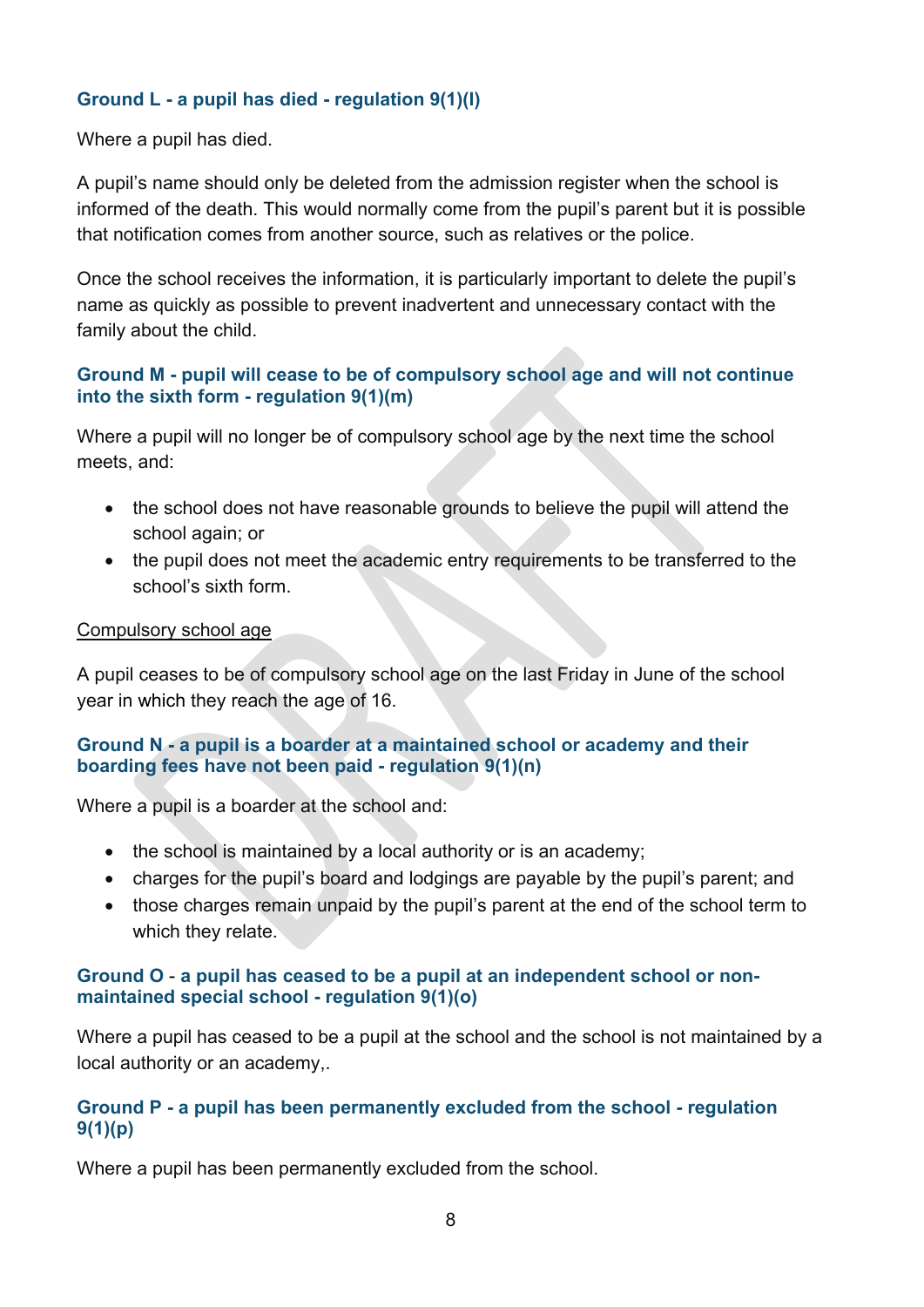### Ground L - a pupil has died - regulation 9(1)(l)

Where a pupil has died.

A pupil's name should only be deleted from the admission register when the school is informed of the death. This would normally come from the pupil's parent but it is possible that notification comes from another source, such as relatives or the police.

Once the school receives the information, it is particularly important to delete the pupil's name as quickly as possible to prevent inadvertent and unnecessary contact with the family about the child.

### Ground M - pupil will cease to be of compulsory school age and will not continue into the sixth form - regulation 9(1)(m)

Where a pupil will no longer be of compulsory school age by the next time the school meets, and:

- the school does not have reasonable grounds to believe the pupil will attend the school again; or
- the pupil does not meet the academic entry requirements to be transferred to the school's sixth form.

Compulsory school age

A pupil ceases to be of compulsory school age on the last Friday in June of the school year in which they reach the age of 16.

### Ground N - a pupil is a boarder at a maintained school or academy and their boarding fees have not been paid - regulation 9(1)(n)

Where a pupil is a boarder at the school and:

- the school is maintained by a local authority or is an academy;
- charges for the pupil's board and lodgings are payable by the pupil's parent; and
- those charges remain unpaid by the pupil's parent at the end of the school term to which they relate.

### Ground O - a pupil has ceased to be a pupil at an independent school or non-maintained special school - regulation 9(1)(o)

Where a pupil has ceased to be a pupil at the school and the school is not maintained by a local authority or an academy,.

### Ground P - a pupil has been permanently excluded from the school - regulation 9(1)(p)

Where a pupil has been permanently excluded from the school.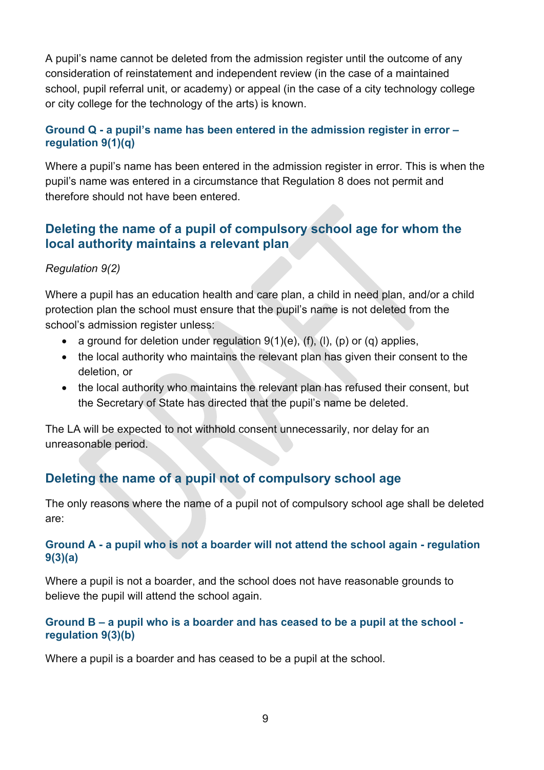A pupil's name cannot be deleted from the admission register until the outcome of any consideration of reinstatement and independent review (in the case of a maintained school, pupil referral unit, or academy) or appeal (in the case of a city technology college or city college for the technology of the arts) is known.

### Ground Q - a pupil's name has been entered in the admission register in error – regulation 9(1)(q)

Where a pupil's name has been entered in the admission register in error. This is when the pupil's name was entered in a circumstance that Regulation 8 does not permit and therefore should not have been entered.

## Deleting the name of a pupil of compulsory school age for whom the local authority maintains a relevant plan

*Regulation 9(2)*

Where a pupil has an education health and care plan, a child in need plan, and/or a child protection plan the school must ensure that the pupil's name is not deleted from the school's admission register unless:

- a ground for deletion under regulation 9(1)(e), (f), (l), (p) or (q) applies,
- the local authority who maintains the relevant plan has given their consent to the deletion, or
- the local authority who maintains the relevant plan has refused their consent, but the Secretary of State has directed that the pupil's name be deleted.

The LA will be expected to not withhold consent unnecessarily, nor delay for an unreasonable period.

## Deleting the name of a pupil not of compulsory school age

The only reasons where the name of a pupil not of compulsory school age shall be deleted are:

### Ground A - a pupil who is not a boarder will not attend the school again - regulation 9(3)(a)

Where a pupil is not a boarder, and the school does not have reasonable grounds to believe the pupil will attend the school again.

### Ground B – a pupil who is a boarder and has ceased to be a pupil at the school - regulation 9(3)(b)

Where a pupil is a boarder and has ceased to be a pupil at the school.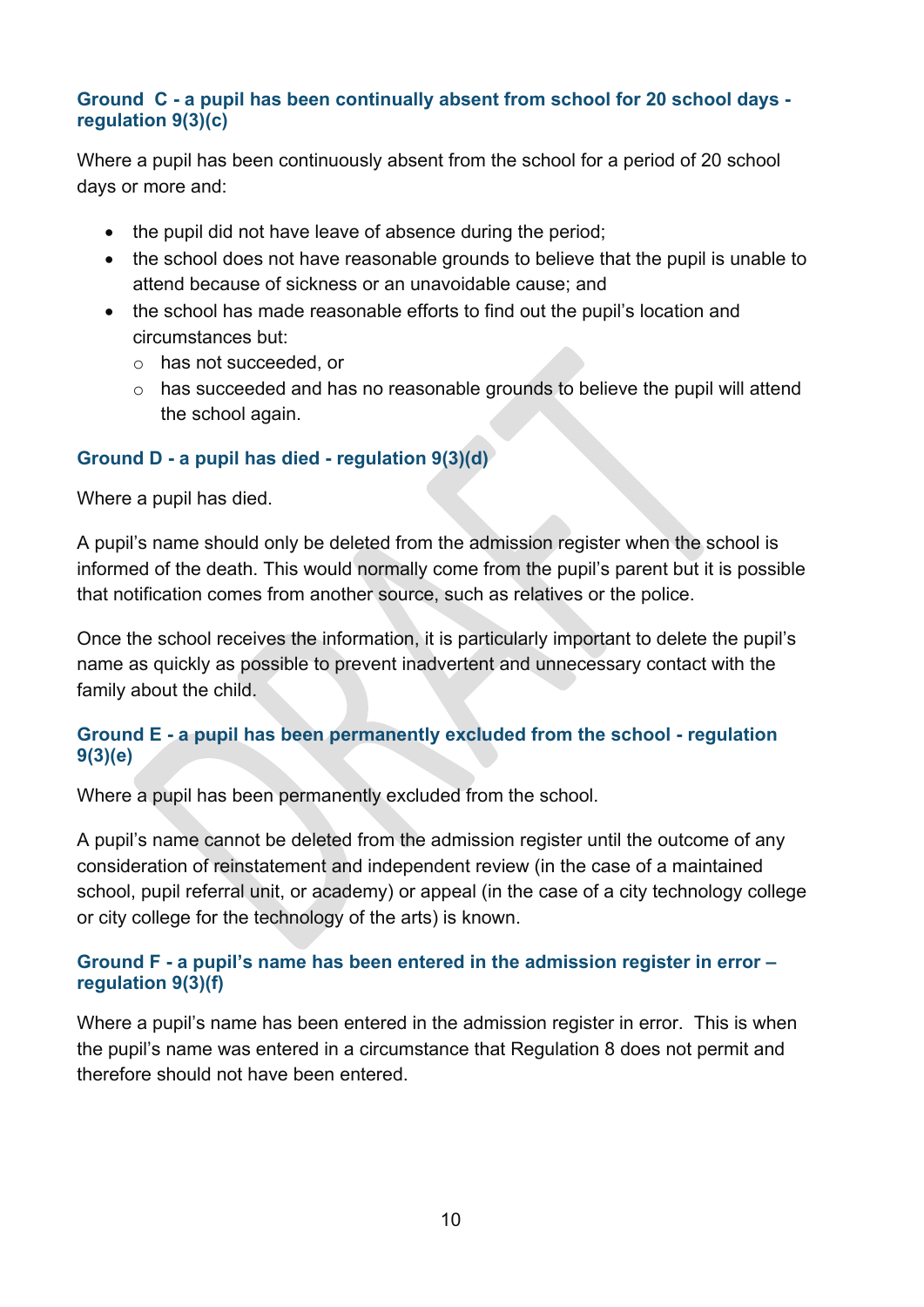### Ground C - a pupil has been continually absent from school for 20 school days - regulation 9(3)(c)

Where a pupil has been continuously absent from the school for a period of 20 school days or more and:

- the pupil did not have leave of absence during the period;
- the school does not have reasonable grounds to believe that the pupil is unable to attend because of sickness or an unavoidable cause; and
- the school has made reasonable efforts to find out the pupil's location and circumstances but:
  - has not succeeded, or
  - has succeeded and has no reasonable grounds to believe the pupil will attend the school again.

### Ground D - a pupil has died - regulation 9(3)(d)

Where a pupil has died.

A pupil's name should only be deleted from the admission register when the school is informed of the death. This would normally come from the pupil's parent but it is possible that notification comes from another source, such as relatives or the police.

Once the school receives the information, it is particularly important to delete the pupil's name as quickly as possible to prevent inadvertent and unnecessary contact with the family about the child.

### Ground E - a pupil has been permanently excluded from the school - regulation 9(3)(e)

Where a pupil has been permanently excluded from the school.

A pupil's name cannot be deleted from the admission register until the outcome of any consideration of reinstatement and independent review (in the case of a maintained school, pupil referral unit, or academy) or appeal (in the case of a city technology college or city college for the technology of the arts) is known.

### Ground F - a pupil's name has been entered in the admission register in error – regulation 9(3)(f)

Where a pupil's name has been entered in the admission register in error. This is when the pupil's name was entered in a circumstance that Regulation 8 does not permit and therefore should not have been entered.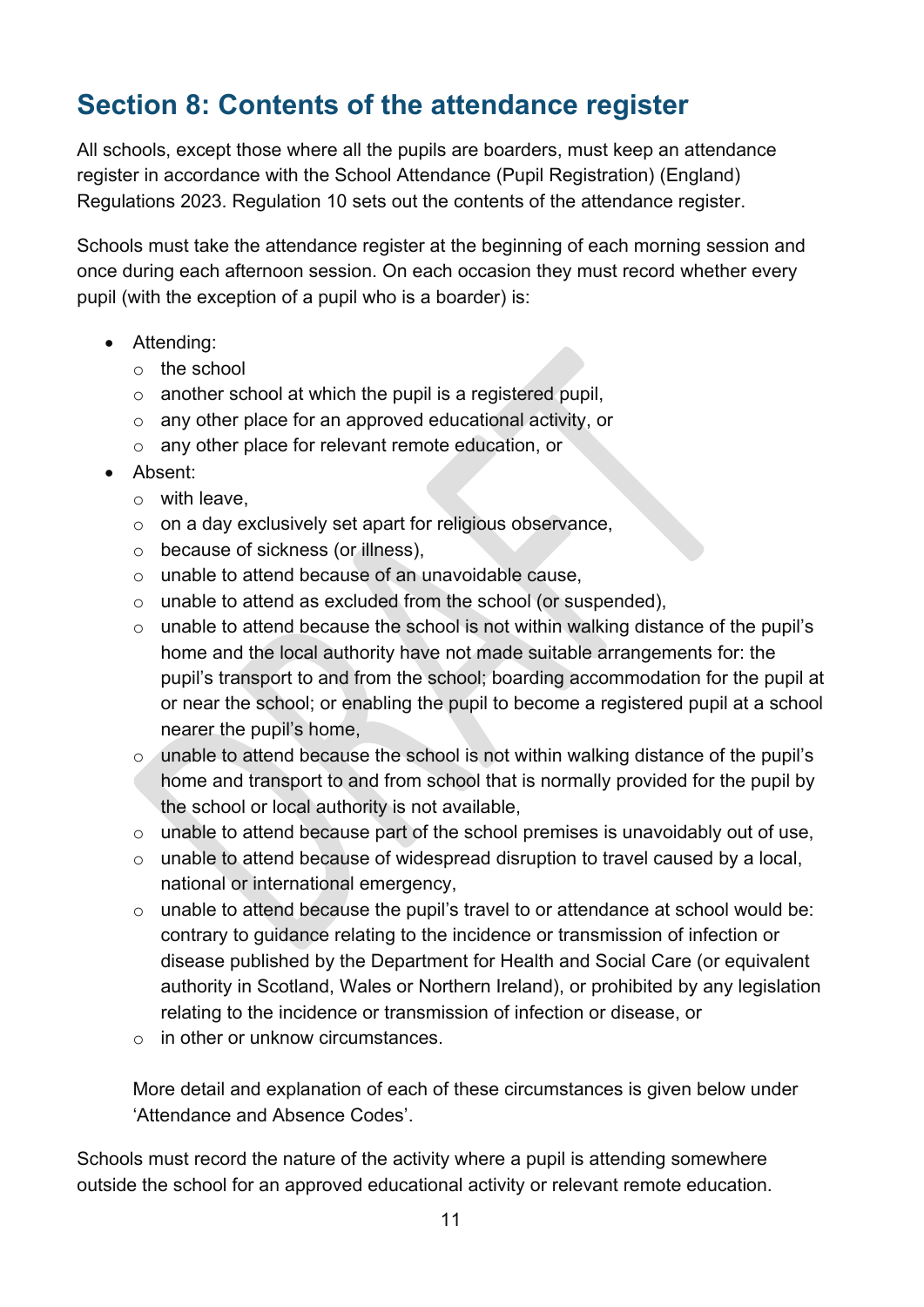## Section 8: Contents of the attendance register

All schools, except those where all the pupils are boarders, must keep an attendance register in accordance with the School Attendance (Pupil Registration) (England) Regulations 2023. Regulation 10 sets out the contents of the attendance register.

Schools must take the attendance register at the beginning of each morning session and once during each afternoon session. On each occasion they must record whether every pupil (with the exception of a pupil who is a boarder) is:

- Attending:
  - the school
  - another school at which the pupil is a registered pupil,
  - any other place for an approved educational activity, or
  - any other place for relevant remote education, or
- Absent:
  - with leave,
  - on a day exclusively set apart for religious observance,
  - because of sickness (or illness),
  - unable to attend because of an unavoidable cause,
  - unable to attend as excluded from the school (or suspended),
  - unable to attend because the school is not within walking distance of the pupil's home and the local authority have not made suitable arrangements for: the pupil's transport to and from the school; boarding accommodation for the pupil at or near the school; or enabling the pupil to become a registered pupil at a school nearer the pupil's home,
  - unable to attend because the school is not within walking distance of the pupil's home and transport to and from school that is normally provided for the pupil by the school or local authority is not available,
  - unable to attend because part of the school premises is unavoidably out of use,
  - unable to attend because of widespread disruption to travel caused by a local, national or international emergency,
  - unable to attend because the pupil's travel to or attendance at school would be: contrary to guidance relating to the incidence or transmission of infection or disease published by the Department for Health and Social Care (or equivalent authority in Scotland, Wales or Northern Ireland), or prohibited by any legislation relating to the incidence or transmission of infection or disease, or
  - in other or unknow circumstances.

  More detail and explanation of each of these circumstances is given below under 'Attendance and Absence Codes'.

Schools must record the nature of the activity where a pupil is attending somewhere outside the school for an approved educational activity or relevant remote education.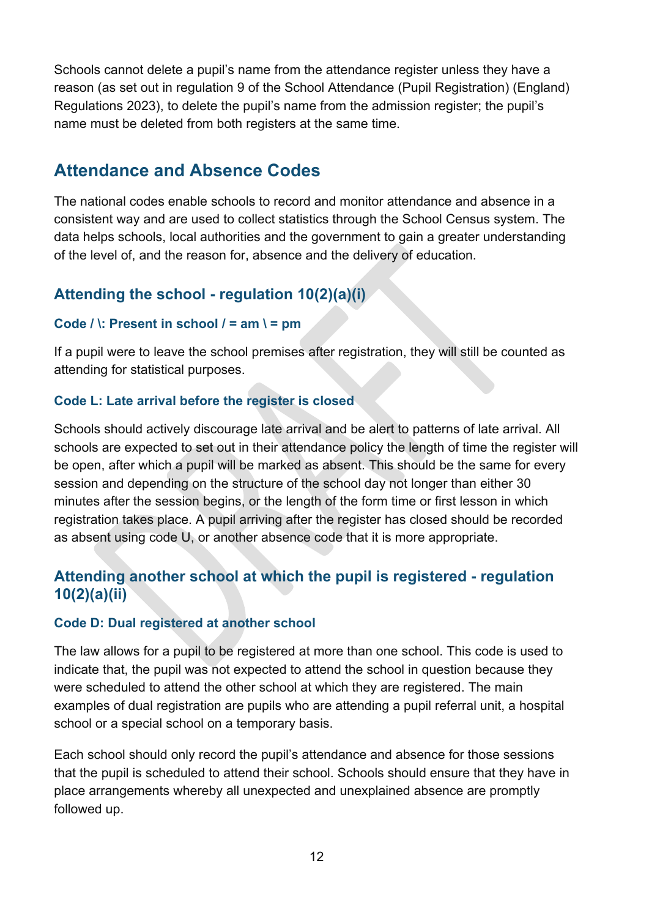Schools cannot delete a pupil's name from the attendance register unless they have a reason (as set out in regulation 9 of the School Attendance (Pupil Registration) (England) Regulations 2023), to delete the pupil's name from the admission register; the pupil's name must be deleted from both registers at the same time.

## Attendance and Absence Codes

The national codes enable schools to record and monitor attendance and absence in a consistent way and are used to collect statistics through the School Census system. The data helps schools, local authorities and the government to gain a greater understanding of the level of, and the reason for, absence and the delivery of education.

### Attending the school - regulation 10(2)(a)(i)

#### Code / \: Present in school / = am \ = pm

If a pupil were to leave the school premises after registration, they will still be counted as attending for statistical purposes.

#### Code L: Late arrival before the register is closed

Schools should actively discourage late arrival and be alert to patterns of late arrival. All schools are expected to set out in their attendance policy the length of time the register will be open, after which a pupil will be marked as absent. This should be the same for every session and depending on the structure of the school day not longer than either 30 minutes after the session begins, or the length of the form time or first lesson in which registration takes place. A pupil arriving after the register has closed should be recorded as absent using code U, or another absence code that it is more appropriate.

### Attending another school at which the pupil is registered - regulation 10(2)(a)(ii)

#### Code D: Dual registered at another school

The law allows for a pupil to be registered at more than one school. This code is used to indicate that, the pupil was not expected to attend the school in question because they were scheduled to attend the other school at which they are registered. The main examples of dual registration are pupils who are attending a pupil referral unit, a hospital school or a special school on a temporary basis.

Each school should only record the pupil's attendance and absence for those sessions that the pupil is scheduled to attend their school. Schools should ensure that they have in place arrangements whereby all unexpected and unexplained absence are promptly followed up.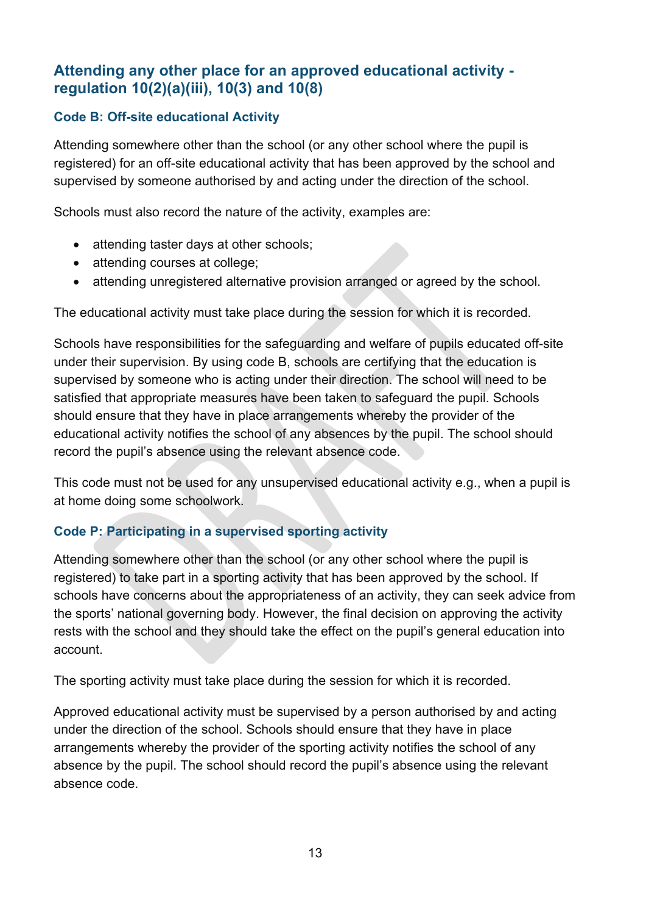## Attending any other place for an approved educational activity - regulation 10(2)(a)(iii), 10(3) and 10(8)

### Code B: Off-site educational Activity

Attending somewhere other than the school (or any other school where the pupil is registered) for an off-site educational activity that has been approved by the school and supervised by someone authorised by and acting under the direction of the school.

Schools must also record the nature of the activity, examples are:

- attending taster days at other schools;
- attending courses at college;
- attending unregistered alternative provision arranged or agreed by the school.

The educational activity must take place during the session for which it is recorded.

Schools have responsibilities for the safeguarding and welfare of pupils educated off-site under their supervision. By using code B, schools are certifying that the education is supervised by someone who is acting under their direction. The school will need to be satisfied that appropriate measures have been taken to safeguard the pupil. Schools should ensure that they have in place arrangements whereby the provider of the educational activity notifies the school of any absences by the pupil. The school should record the pupil's absence using the relevant absence code.

This code must not be used for any unsupervised educational activity e.g., when a pupil is at home doing some schoolwork.

### Code P: Participating in a supervised sporting activity

Attending somewhere other than the school (or any other school where the pupil is registered) to take part in a sporting activity that has been approved by the school. If schools have concerns about the appropriateness of an activity, they can seek advice from the sports' national governing body. However, the final decision on approving the activity rests with the school and they should take the effect on the pupil's general education into account.

The sporting activity must take place during the session for which it is recorded.

Approved educational activity must be supervised by a person authorised by and acting under the direction of the school. Schools should ensure that they have in place arrangements whereby the provider of the sporting activity notifies the school of any absence by the pupil. The school should record the pupil's absence using the relevant absence code.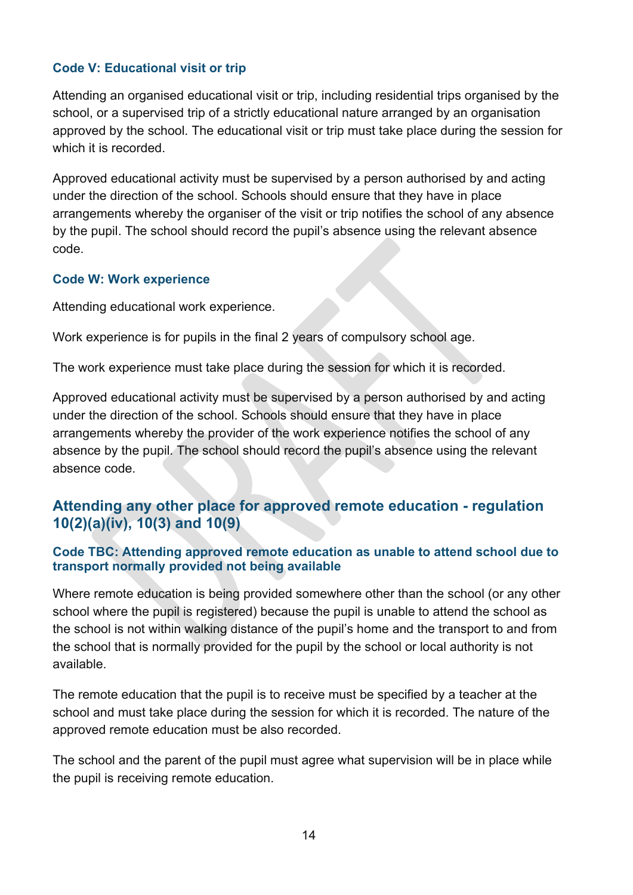### Code V: Educational visit or trip

Attending an organised educational visit or trip, including residential trips organised by the school, or a supervised trip of a strictly educational nature arranged by an organisation approved by the school. The educational visit or trip must take place during the session for which it is recorded.

Approved educational activity must be supervised by a person authorised by and acting under the direction of the school. Schools should ensure that they have in place arrangements whereby the organiser of the visit or trip notifies the school of any absence by the pupil. The school should record the pupil's absence using the relevant absence code.

### Code W: Work experience

Attending educational work experience.

Work experience is for pupils in the final 2 years of compulsory school age.

The work experience must take place during the session for which it is recorded.

Approved educational activity must be supervised by a person authorised by and acting under the direction of the school. Schools should ensure that they have in place arrangements whereby the provider of the work experience notifies the school of any absence by the pupil. The school should record the pupil's absence using the relevant absence code.

## Attending any other place for approved remote education - regulation 10(2)(a)(iv), 10(3) and 10(9)

### Code TBC: Attending approved remote education as unable to attend school due to transport normally provided not being available

Where remote education is being provided somewhere other than the school (or any other school where the pupil is registered) because the pupil is unable to attend the school as the school is not within walking distance of the pupil's home and the transport to and from the school that is normally provided for the pupil by the school or local authority is not available.

The remote education that the pupil is to receive must be specified by a teacher at the school and must take place during the session for which it is recorded. The nature of the approved remote education must be also recorded.

The school and the parent of the pupil must agree what supervision will be in place while the pupil is receiving remote education.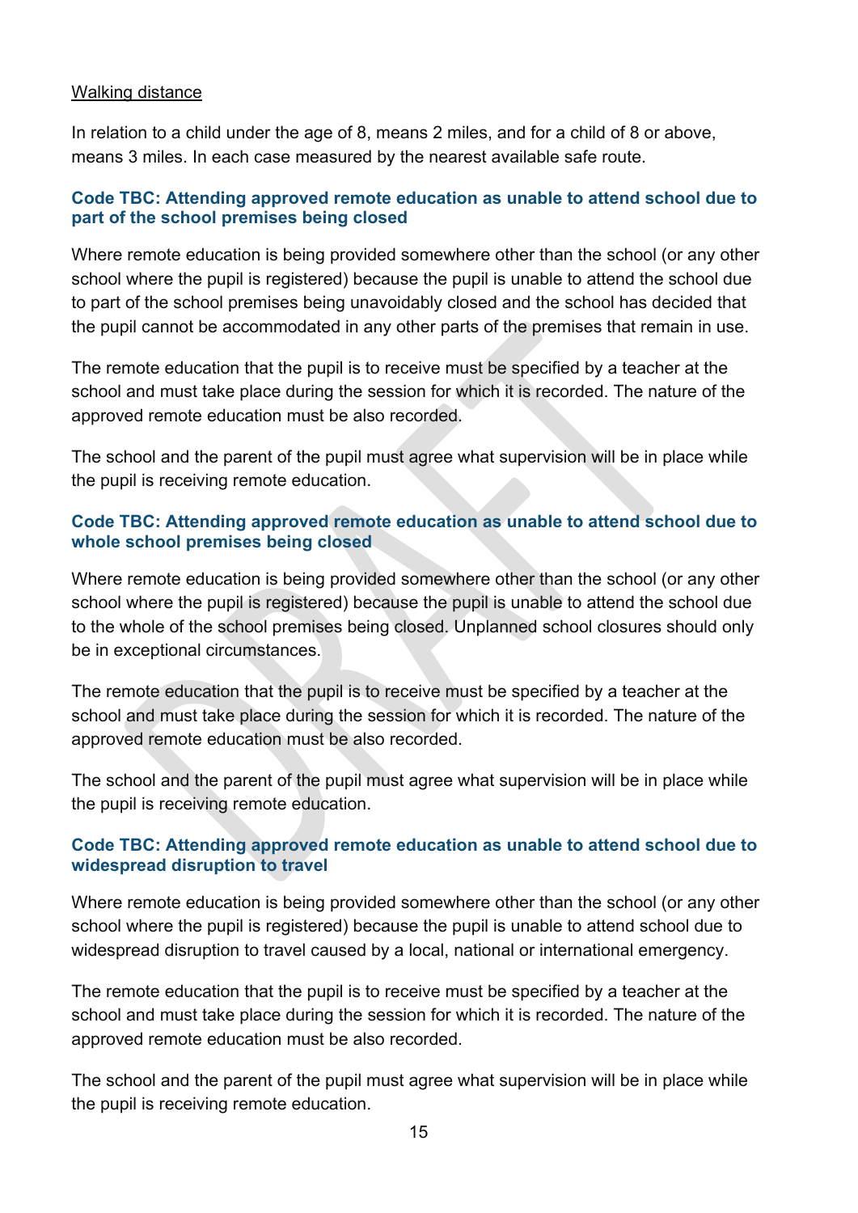Walking distance

In relation to a child under the age of 8, means 2 miles, and for a child of 8 or above, means 3 miles. In each case measured by the nearest available safe route.

### Code TBC: Attending approved remote education as unable to attend school due to part of the school premises being closed

Where remote education is being provided somewhere other than the school (or any other school where the pupil is registered) because the pupil is unable to attend the school due to part of the school premises being unavoidably closed and the school has decided that the pupil cannot be accommodated in any other parts of the premises that remain in use.

The remote education that the pupil is to receive must be specified by a teacher at the school and must take place during the session for which it is recorded. The nature of the approved remote education must be also recorded.

The school and the parent of the pupil must agree what supervision will be in place while the pupil is receiving remote education.

### Code TBC: Attending approved remote education as unable to attend school due to whole school premises being closed

Where remote education is being provided somewhere other than the school (or any other school where the pupil is registered) because the pupil is unable to attend the school due to the whole of the school premises being closed. Unplanned school closures should only be in exceptional circumstances.

The remote education that the pupil is to receive must be specified by a teacher at the school and must take place during the session for which it is recorded. The nature of the approved remote education must be also recorded.

The school and the parent of the pupil must agree what supervision will be in place while the pupil is receiving remote education.

### Code TBC: Attending approved remote education as unable to attend school due to widespread disruption to travel

Where remote education is being provided somewhere other than the school (or any other school where the pupil is registered) because the pupil is unable to attend school due to widespread disruption to travel caused by a local, national or international emergency.

The remote education that the pupil is to receive must be specified by a teacher at the school and must take place during the session for which it is recorded. The nature of the approved remote education must be also recorded.

The school and the parent of the pupil must agree what supervision will be in place while the pupil is receiving remote education.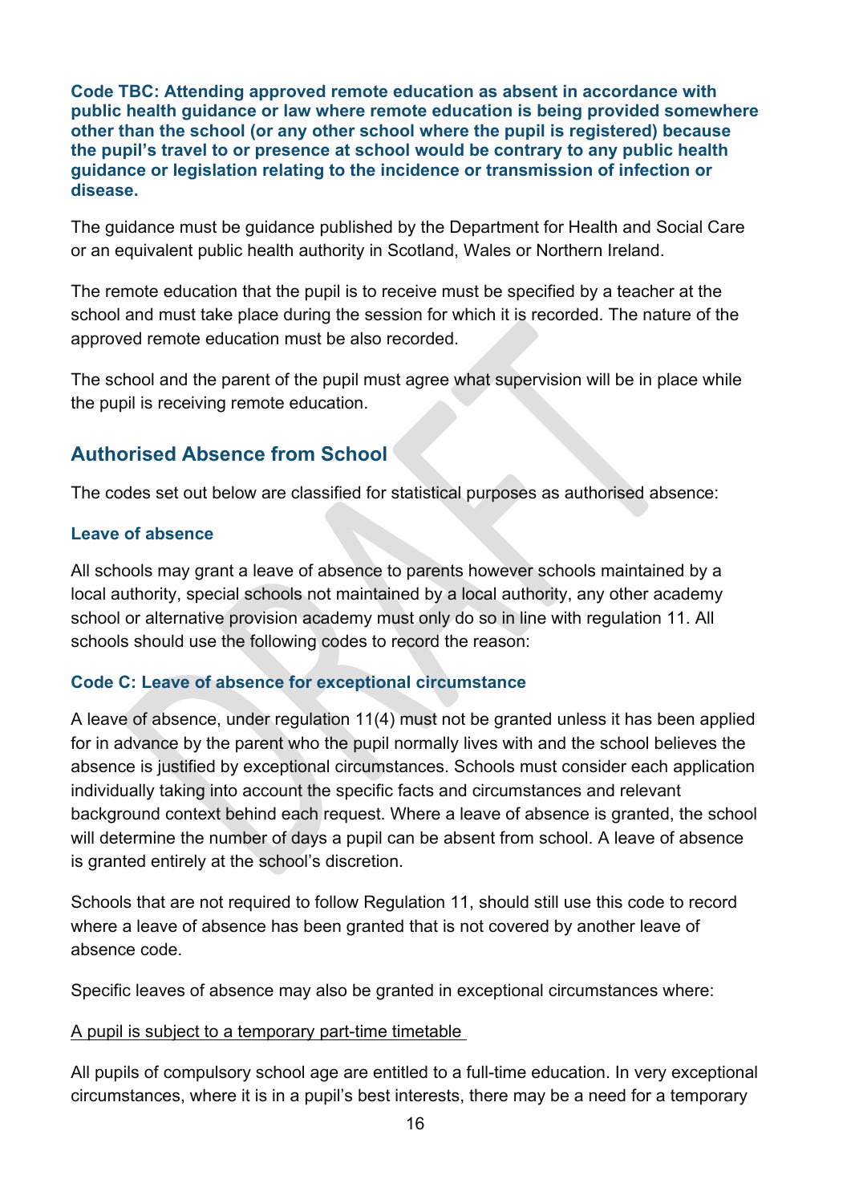**Code TBC: Attending approved remote education as absent in accordance with public health guidance or law where remote education is being provided somewhere other than the school (or any other school where the pupil is registered) because the pupil's travel to or presence at school would be contrary to any public health guidance or legislation relating to the incidence or transmission of infection or disease.**

The guidance must be guidance published by the Department for Health and Social Care or an equivalent public health authority in Scotland, Wales or Northern Ireland.

The remote education that the pupil is to receive must be specified by a teacher at the school and must take place during the session for which it is recorded. The nature of the approved remote education must be also recorded.

The school and the parent of the pupil must agree what supervision will be in place while the pupil is receiving remote education.

## Authorised Absence from School

The codes set out below are classified for statistical purposes as authorised absence:

### Leave of absence

All schools may grant a leave of absence to parents however schools maintained by a local authority, special schools not maintained by a local authority, any other academy school or alternative provision academy must only do so in line with regulation 11. All schools should use the following codes to record the reason:

### Code C: Leave of absence for exceptional circumstance

A leave of absence, under regulation 11(4) must not be granted unless it has been applied for in advance by the parent who the pupil normally lives with and the school believes the absence is justified by exceptional circumstances. Schools must consider each application individually taking into account the specific facts and circumstances and relevant background context behind each request. Where a leave of absence is granted, the school will determine the number of days a pupil can be absent from school. A leave of absence is granted entirely at the school's discretion.

Schools that are not required to follow Regulation 11, should still use this code to record where a leave of absence has been granted that is not covered by another leave of absence code.

Specific leaves of absence may also be granted in exceptional circumstances where:

A pupil is subject to a temporary part-time timetable

All pupils of compulsory school age are entitled to a full-time education. In very exceptional circumstances, where it is in a pupil's best interests, there may be a need for a temporary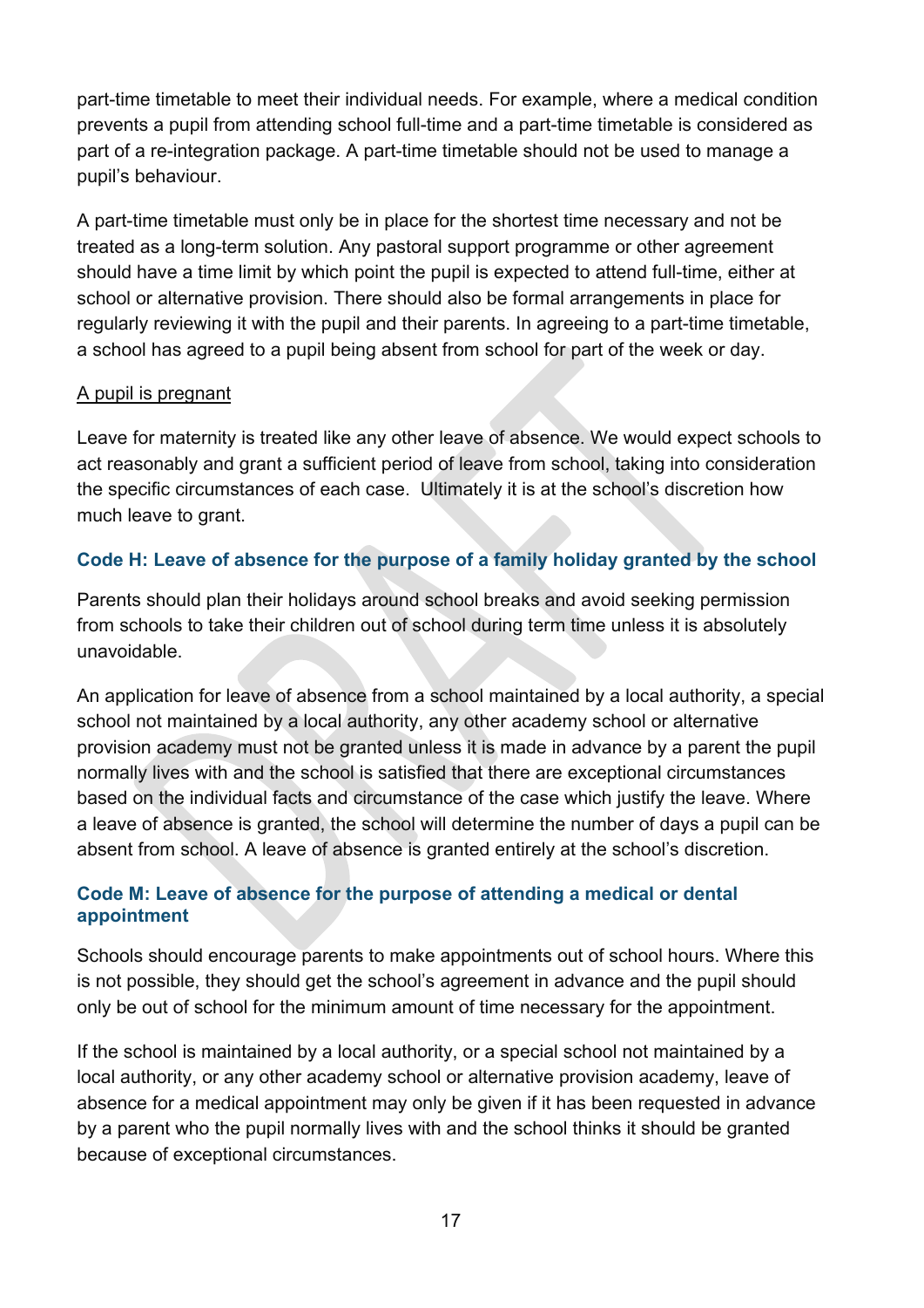part-time timetable to meet their individual needs. For example, where a medical condition prevents a pupil from attending school full-time and a part-time timetable is considered as part of a re-integration package. A part-time timetable should not be used to manage a pupil's behaviour.

A part-time timetable must only be in place for the shortest time necessary and not be treated as a long-term solution. Any pastoral support programme or other agreement should have a time limit by which point the pupil is expected to attend full-time, either at school or alternative provision. There should also be formal arrangements in place for regularly reviewing it with the pupil and their parents. In agreeing to a part-time timetable, a school has agreed to a pupil being absent from school for part of the week or day.

<u>A pupil is pregnant</u>

Leave for maternity is treated like any other leave of absence. We would expect schools to act reasonably and grant a sufficient period of leave from school, taking into consideration the specific circumstances of each case. Ultimately it is at the school's discretion how much leave to grant.

### Code H: Leave of absence for the purpose of a family holiday granted by the school

Parents should plan their holidays around school breaks and avoid seeking permission from schools to take their children out of school during term time unless it is absolutely unavoidable.

An application for leave of absence from a school maintained by a local authority, a special school not maintained by a local authority, any other academy school or alternative provision academy must not be granted unless it is made in advance by a parent the pupil normally lives with and the school is satisfied that there are exceptional circumstances based on the individual facts and circumstance of the case which justify the leave. Where a leave of absence is granted, the school will determine the number of days a pupil can be absent from school. A leave of absence is granted entirely at the school's discretion.

### Code M: Leave of absence for the purpose of attending a medical or dental appointment

Schools should encourage parents to make appointments out of school hours. Where this is not possible, they should get the school's agreement in advance and the pupil should only be out of school for the minimum amount of time necessary for the appointment.

If the school is maintained by a local authority, or a special school not maintained by a local authority, or any other academy school or alternative provision academy, leave of absence for a medical appointment may only be given if it has been requested in advance by a parent who the pupil normally lives with and the school thinks it should be granted because of exceptional circumstances.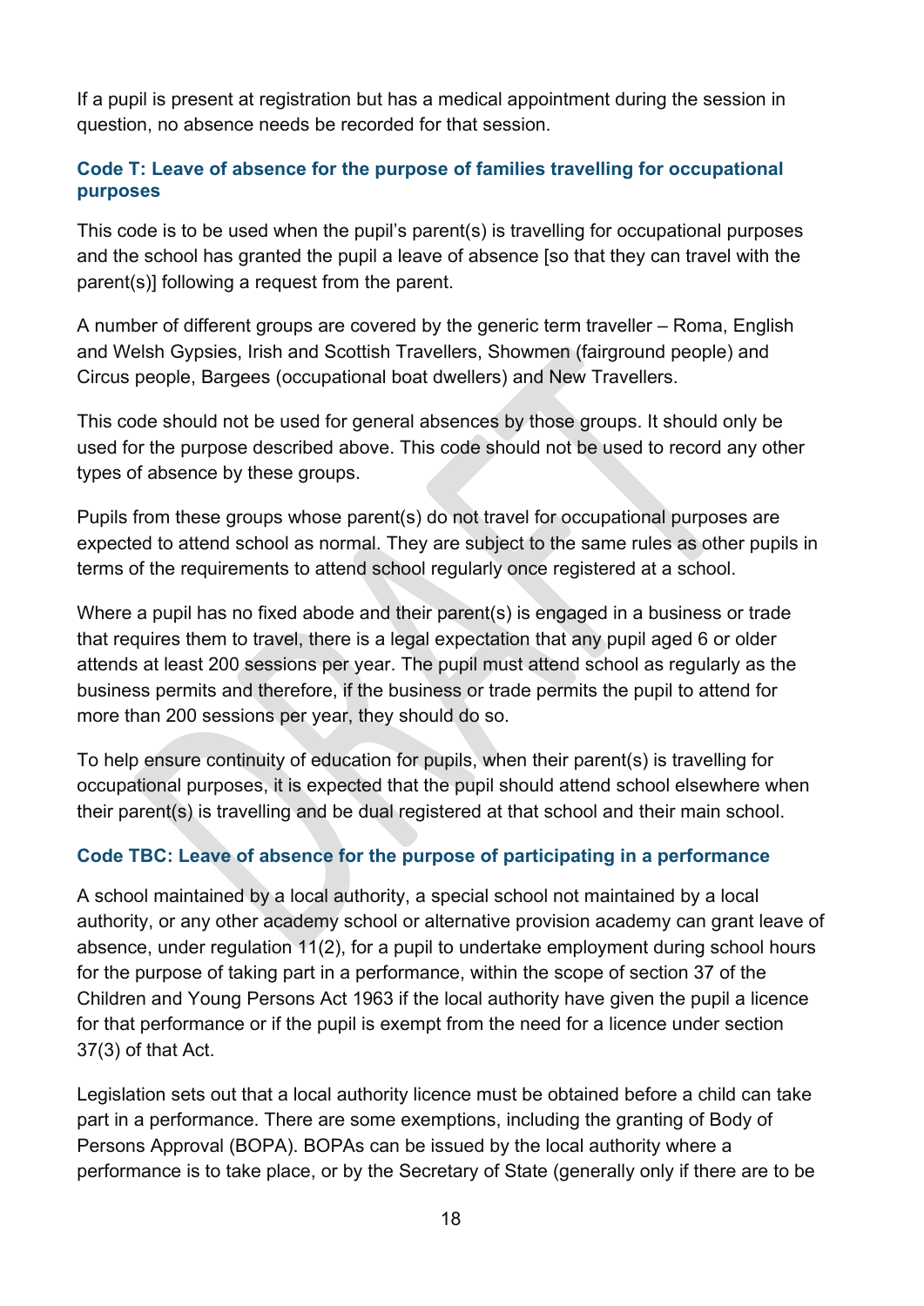If a pupil is present at registration but has a medical appointment during the session in question, no absence needs be recorded for that session.

### Code T: Leave of absence for the purpose of families travelling for occupational purposes

This code is to be used when the pupil's parent(s) is travelling for occupational purposes and the school has granted the pupil a leave of absence [so that they can travel with the parent(s)] following a request from the parent.

A number of different groups are covered by the generic term traveller – Roma, English and Welsh Gypsies, Irish and Scottish Travellers, Showmen (fairground people) and Circus people, Bargees (occupational boat dwellers) and New Travellers.

This code should not be used for general absences by those groups. It should only be used for the purpose described above. This code should not be used to record any other types of absence by these groups.

Pupils from these groups whose parent(s) do not travel for occupational purposes are expected to attend school as normal. They are subject to the same rules as other pupils in terms of the requirements to attend school regularly once registered at a school.

Where a pupil has no fixed abode and their parent(s) is engaged in a business or trade that requires them to travel, there is a legal expectation that any pupil aged 6 or older attends at least 200 sessions per year. The pupil must attend school as regularly as the business permits and therefore, if the business or trade permits the pupil to attend for more than 200 sessions per year, they should do so.

To help ensure continuity of education for pupils, when their parent(s) is travelling for occupational purposes, it is expected that the pupil should attend school elsewhere when their parent(s) is travelling and be dual registered at that school and their main school.

### Code TBC: Leave of absence for the purpose of participating in a performance

A school maintained by a local authority, a special school not maintained by a local authority, or any other academy school or alternative provision academy can grant leave of absence, under regulation 11(2), for a pupil to undertake employment during school hours for the purpose of taking part in a performance, within the scope of section 37 of the Children and Young Persons Act 1963 if the local authority have given the pupil a licence for that performance or if the pupil is exempt from the need for a licence under section 37(3) of that Act.

Legislation sets out that a local authority licence must be obtained before a child can take part in a performance. There are some exemptions, including the granting of Body of Persons Approval (BOPA). BOPAs can be issued by the local authority where a performance is to take place, or by the Secretary of State (generally only if there are to be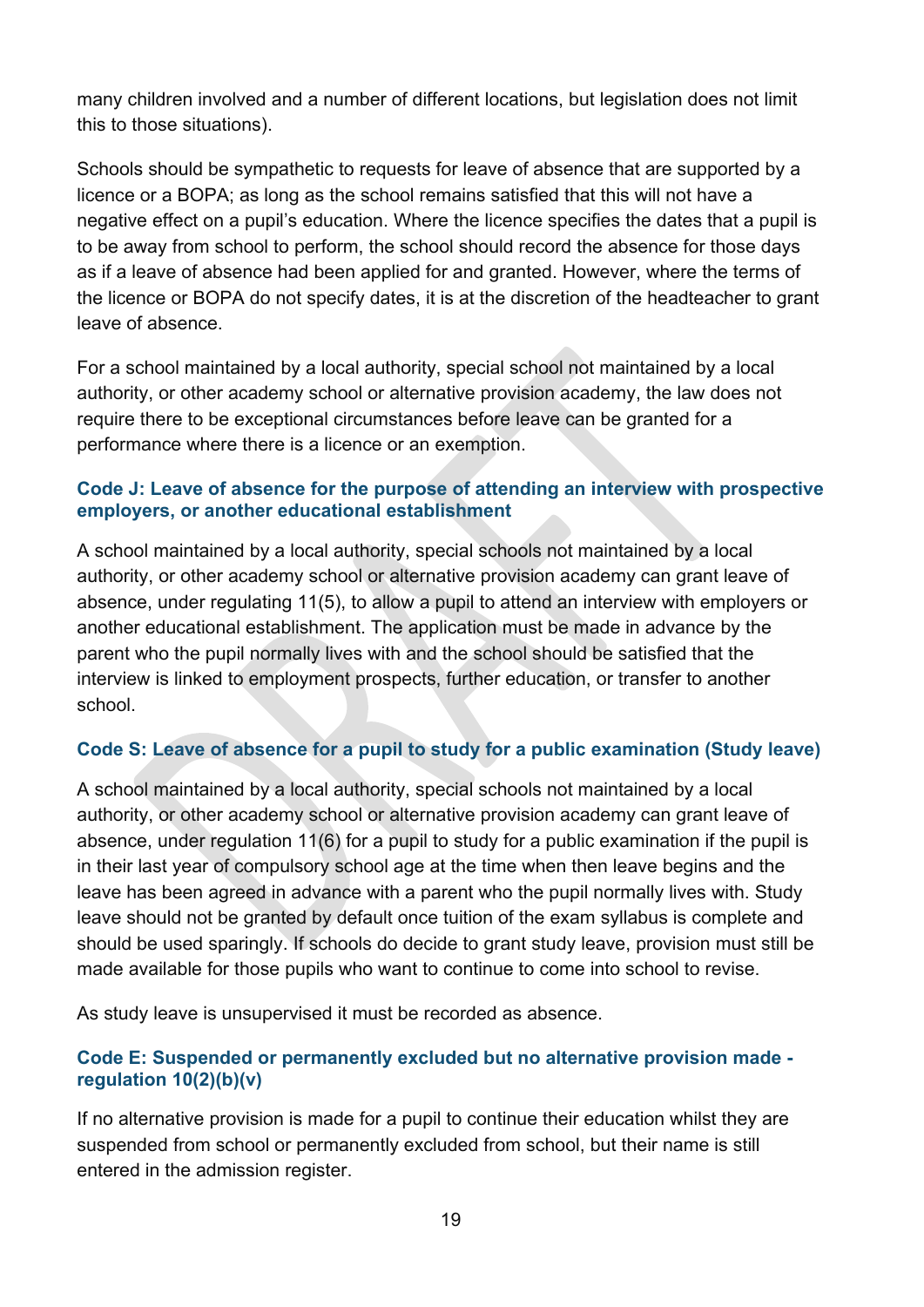many children involved and a number of different locations, but legislation does not limit this to those situations).

Schools should be sympathetic to requests for leave of absence that are supported by a licence or a BOPA; as long as the school remains satisfied that this will not have a negative effect on a pupil's education. Where the licence specifies the dates that a pupil is to be away from school to perform, the school should record the absence for those days as if a leave of absence had been applied for and granted. However, where the terms of the licence or BOPA do not specify dates, it is at the discretion of the headteacher to grant leave of absence.

For a school maintained by a local authority, special school not maintained by a local authority, or other academy school or alternative provision academy, the law does not require there to be exceptional circumstances before leave can be granted for a performance where there is a licence or an exemption.

### Code J: Leave of absence for the purpose of attending an interview with prospective employers, or another educational establishment

A school maintained by a local authority, special schools not maintained by a local authority, or other academy school or alternative provision academy can grant leave of absence, under regulating 11(5), to allow a pupil to attend an interview with employers or another educational establishment. The application must be made in advance by the parent who the pupil normally lives with and the school should be satisfied that the interview is linked to employment prospects, further education, or transfer to another school.

### Code S: Leave of absence for a pupil to study for a public examination (Study leave)

A school maintained by a local authority, special schools not maintained by a local authority, or other academy school or alternative provision academy can grant leave of absence, under regulation 11(6) for a pupil to study for a public examination if the pupil is in their last year of compulsory school age at the time when then leave begins and the leave has been agreed in advance with a parent who the pupil normally lives with. Study leave should not be granted by default once tuition of the exam syllabus is complete and should be used sparingly. If schools do decide to grant study leave, provision must still be made available for those pupils who want to continue to come into school to revise.

As study leave is unsupervised it must be recorded as absence.

### Code E: Suspended or permanently excluded but no alternative provision made - regulation 10(2)(b)(v)

If no alternative provision is made for a pupil to continue their education whilst they are suspended from school or permanently excluded from school, but their name is still entered in the admission register.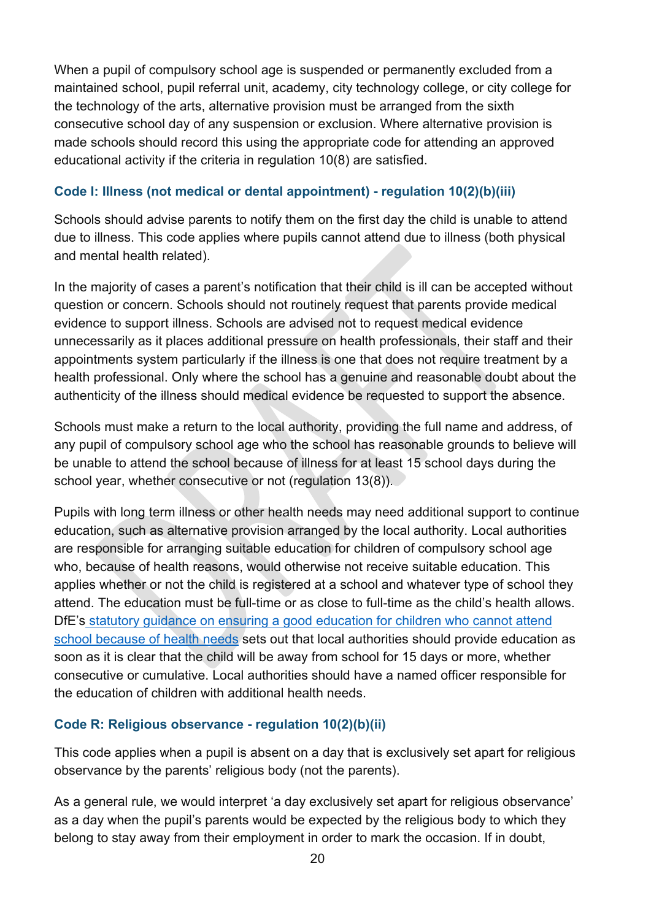When a pupil of compulsory school age is suspended or permanently excluded from a maintained school, pupil referral unit, academy, city technology college, or city college for the technology of the arts, alternative provision must be arranged from the sixth consecutive school day of any suspension or exclusion. Where alternative provision is made schools should record this using the appropriate code for attending an approved educational activity if the criteria in regulation 10(8) are satisfied.

### Code I: Illness (not medical or dental appointment) - regulation 10(2)(b)(iii)

Schools should advise parents to notify them on the first day the child is unable to attend due to illness. This code applies where pupils cannot attend due to illness (both physical and mental health related).

In the majority of cases a parent's notification that their child is ill can be accepted without question or concern. Schools should not routinely request that parents provide medical evidence to support illness. Schools are advised not to request medical evidence unnecessarily as it places additional pressure on health professionals, their staff and their appointments system particularly if the illness is one that does not require treatment by a health professional. Only where the school has a genuine and reasonable doubt about the authenticity of the illness should medical evidence be requested to support the absence.

Schools must make a return to the local authority, providing the full name and address, of any pupil of compulsory school age who the school has reasonable grounds to believe will be unable to attend the school because of illness for at least 15 school days during the school year, whether consecutive or not (regulation 13(8)).

Pupils with long term illness or other health needs may need additional support to continue education, such as alternative provision arranged by the local authority. Local authorities are responsible for arranging suitable education for children of compulsory school age who, because of health reasons, would otherwise not receive suitable education. This applies whether or not the child is registered at a school and whatever type of school they attend. The education must be full-time or as close to full-time as the child's health allows. DfE's statutory guidance on ensuring a good education for children who cannot attend school because of health needs sets out that local authorities should provide education as soon as it is clear that the child will be away from school for 15 days or more, whether consecutive or cumulative. Local authorities should have a named officer responsible for the education of children with additional health needs.

### Code R: Religious observance - regulation 10(2)(b)(ii)

This code applies when a pupil is absent on a day that is exclusively set apart for religious observance by the parents' religious body (not the parents).

As a general rule, we would interpret 'a day exclusively set apart for religious observance' as a day when the pupil's parents would be expected by the religious body to which they belong to stay away from their employment in order to mark the occasion. If in doubt,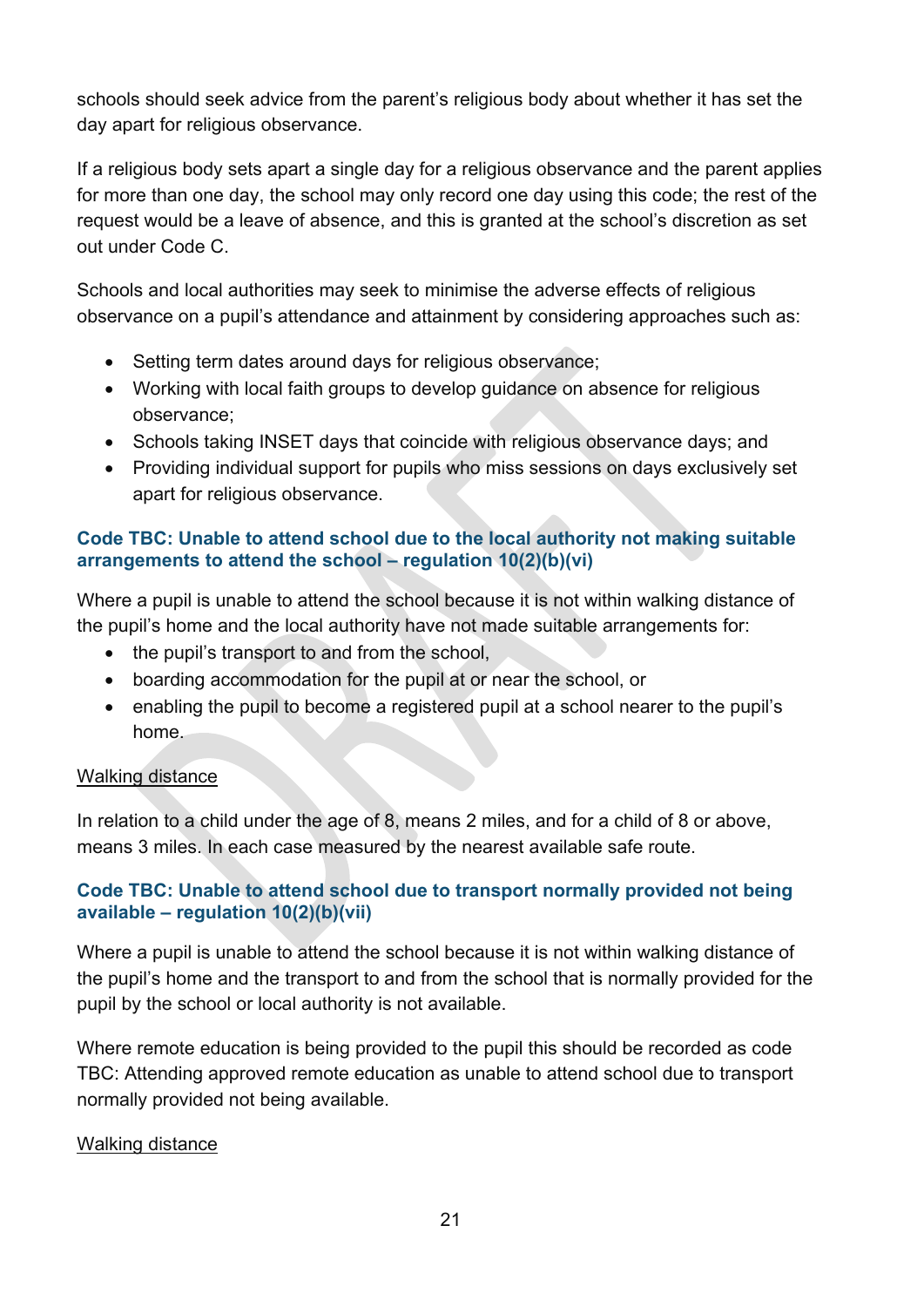schools should seek advice from the parent's religious body about whether it has set the day apart for religious observance.

If a religious body sets apart a single day for a religious observance and the parent applies for more than one day, the school may only record one day using this code; the rest of the request would be a leave of absence, and this is granted at the school's discretion as set out under Code C.

Schools and local authorities may seek to minimise the adverse effects of religious observance on a pupil's attendance and attainment by considering approaches such as:

- Setting term dates around days for religious observance;
- Working with local faith groups to develop guidance on absence for religious observance;
- Schools taking INSET days that coincide with religious observance days; and
- Providing individual support for pupils who miss sessions on days exclusively set apart for religious observance.

### Code TBC: Unable to attend school due to the local authority not making suitable arrangements to attend the school – regulation 10(2)(b)(vi)

Where a pupil is unable to attend the school because it is not within walking distance of the pupil's home and the local authority have not made suitable arrangements for:

- the pupil's transport to and from the school,
- boarding accommodation for the pupil at or near the school, or
- enabling the pupil to become a registered pupil at a school nearer to the pupil's home.

Walking distance

In relation to a child under the age of 8, means 2 miles, and for a child of 8 or above, means 3 miles. In each case measured by the nearest available safe route.

### Code TBC: Unable to attend school due to transport normally provided not being available – regulation 10(2)(b)(vii)

Where a pupil is unable to attend the school because it is not within walking distance of the pupil's home and the transport to and from the school that is normally provided for the pupil by the school or local authority is not available.

Where remote education is being provided to the pupil this should be recorded as code TBC: Attending approved remote education as unable to attend school due to transport normally provided not being available.

Walking distance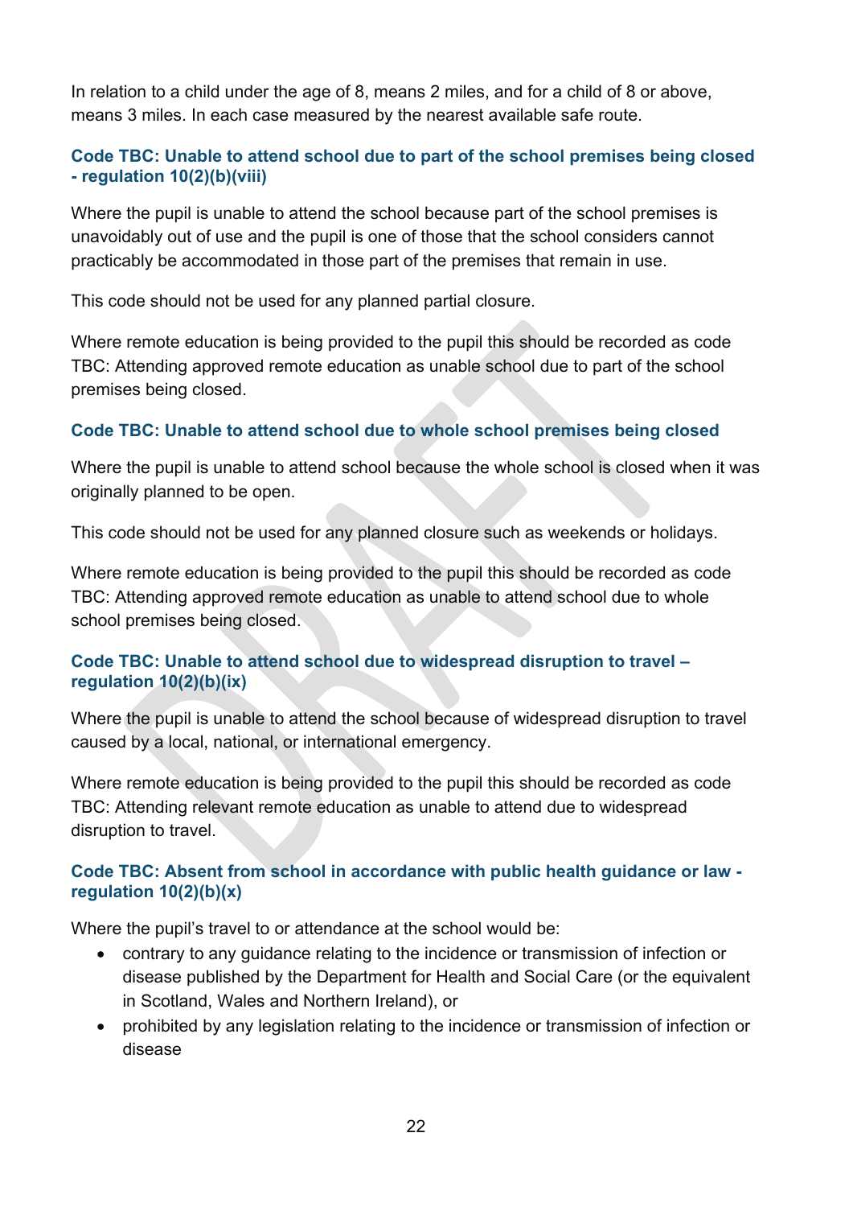In relation to a child under the age of 8, means 2 miles, and for a child of 8 or above, means 3 miles. In each case measured by the nearest available safe route.

### Code TBC: Unable to attend school due to part of the school premises being closed - regulation 10(2)(b)(viii)

Where the pupil is unable to attend the school because part of the school premises is unavoidably out of use and the pupil is one of those that the school considers cannot practicably be accommodated in those part of the premises that remain in use.

This code should not be used for any planned partial closure.

Where remote education is being provided to the pupil this should be recorded as code TBC: Attending approved remote education as unable school due to part of the school premises being closed.

### Code TBC: Unable to attend school due to whole school premises being closed

Where the pupil is unable to attend school because the whole school is closed when it was originally planned to be open.

This code should not be used for any planned closure such as weekends or holidays.

Where remote education is being provided to the pupil this should be recorded as code TBC: Attending approved remote education as unable to attend school due to whole school premises being closed.

### Code TBC: Unable to attend school due to widespread disruption to travel – regulation 10(2)(b)(ix)

Where the pupil is unable to attend the school because of widespread disruption to travel caused by a local, national, or international emergency.

Where remote education is being provided to the pupil this should be recorded as code TBC: Attending relevant remote education as unable to attend due to widespread disruption to travel.

### Code TBC: Absent from school in accordance with public health guidance or law - regulation 10(2)(b)(x)

Where the pupil's travel to or attendance at the school would be:

- contrary to any guidance relating to the incidence or transmission of infection or disease published by the Department for Health and Social Care (or the equivalent in Scotland, Wales and Northern Ireland), or
- prohibited by any legislation relating to the incidence or transmission of infection or disease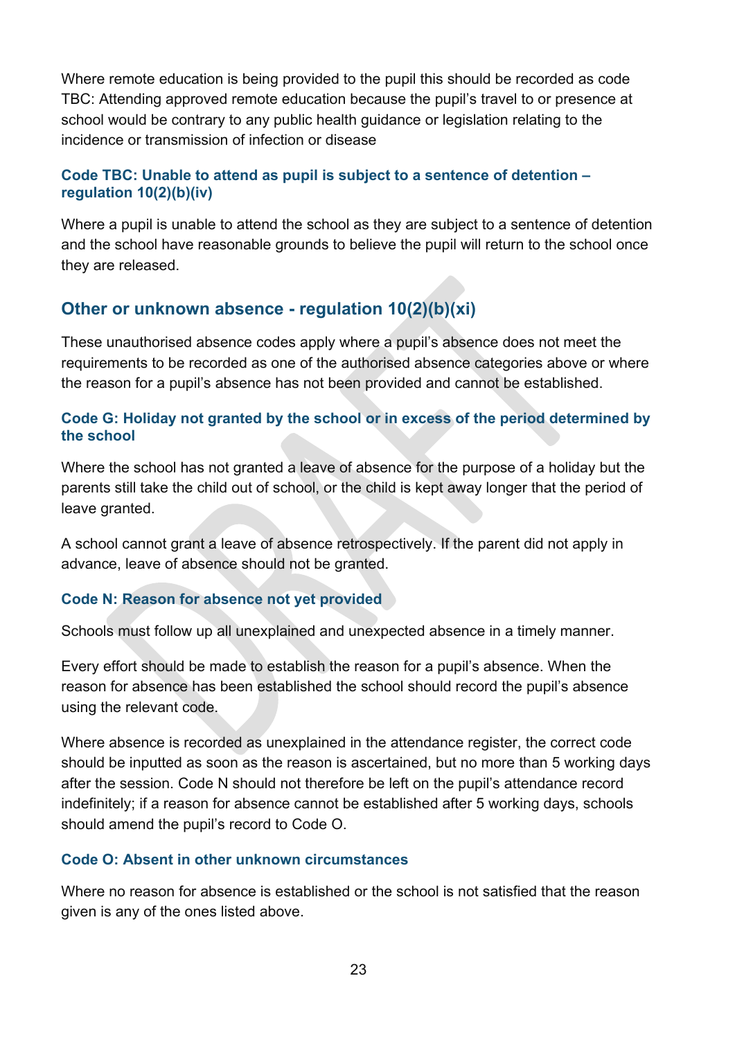Where remote education is being provided to the pupil this should be recorded as code TBC: Attending approved remote education because the pupil's travel to or presence at school would be contrary to any public health guidance or legislation relating to the incidence or transmission of infection or disease

### Code TBC: Unable to attend as pupil is subject to a sentence of detention – regulation 10(2)(b)(iv)

Where a pupil is unable to attend the school as they are subject to a sentence of detention and the school have reasonable grounds to believe the pupil will return to the school once they are released.

## Other or unknown absence - regulation 10(2)(b)(xi)

These unauthorised absence codes apply where a pupil's absence does not meet the requirements to be recorded as one of the authorised absence categories above or where the reason for a pupil's absence has not been provided and cannot be established.

### Code G: Holiday not granted by the school or in excess of the period determined by the school

Where the school has not granted a leave of absence for the purpose of a holiday but the parents still take the child out of school, or the child is kept away longer that the period of leave granted.

A school cannot grant a leave of absence retrospectively. If the parent did not apply in advance, leave of absence should not be granted.

### Code N: Reason for absence not yet provided

Schools must follow up all unexplained and unexpected absence in a timely manner.

Every effort should be made to establish the reason for a pupil's absence. When the reason for absence has been established the school should record the pupil's absence using the relevant code.

Where absence is recorded as unexplained in the attendance register, the correct code should be inputted as soon as the reason is ascertained, but no more than 5 working days after the session. Code N should not therefore be left on the pupil's attendance record indefinitely; if a reason for absence cannot be established after 5 working days, schools should amend the pupil's record to Code O.

### Code O: Absent in other unknown circumstances

Where no reason for absence is established or the school is not satisfied that the reason given is any of the ones listed above.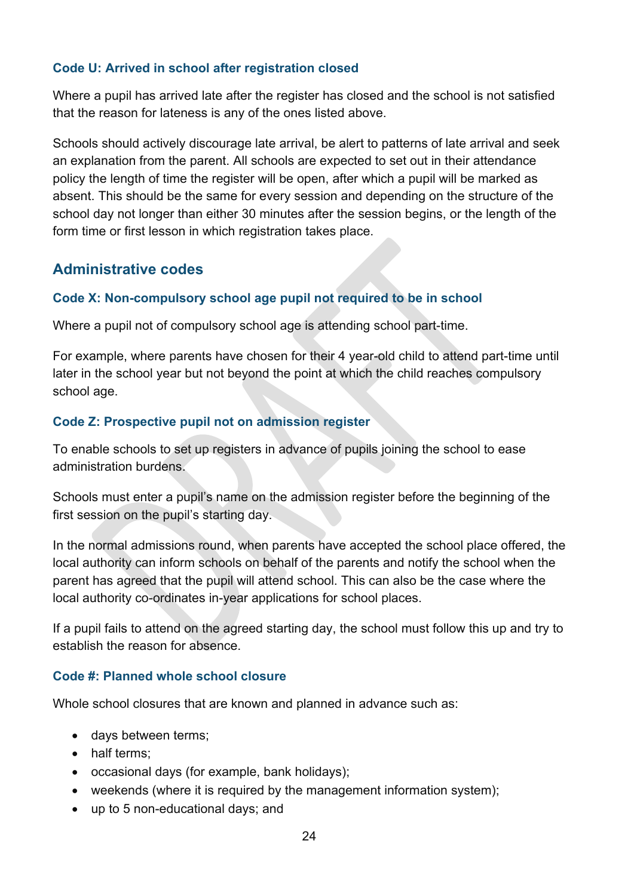### Code U: Arrived in school after registration closed

Where a pupil has arrived late after the register has closed and the school is not satisfied that the reason for lateness is any of the ones listed above.

Schools should actively discourage late arrival, be alert to patterns of late arrival and seek an explanation from the parent. All schools are expected to set out in their attendance policy the length of time the register will be open, after which a pupil will be marked as absent. This should be the same for every session and depending on the structure of the school day not longer than either 30 minutes after the session begins, or the length of the form time or first lesson in which registration takes place.

## Administrative codes

### Code X: Non-compulsory school age pupil not required to be in school

Where a pupil not of compulsory school age is attending school part-time.

For example, where parents have chosen for their 4 year-old child to attend part-time until later in the school year but not beyond the point at which the child reaches compulsory school age.

### Code Z: Prospective pupil not on admission register

To enable schools to set up registers in advance of pupils joining the school to ease administration burdens.

Schools must enter a pupil's name on the admission register before the beginning of the first session on the pupil's starting day.

In the normal admissions round, when parents have accepted the school place offered, the local authority can inform schools on behalf of the parents and notify the school when the parent has agreed that the pupil will attend school. This can also be the case where the local authority co-ordinates in-year applications for school places.

If a pupil fails to attend on the agreed starting day, the school must follow this up and try to establish the reason for absence.

### Code #: Planned whole school closure

Whole school closures that are known and planned in advance such as:

- days between terms;
- half terms;
- occasional days (for example, bank holidays);
- weekends (where it is required by the management information system);
- up to 5 non-educational days; and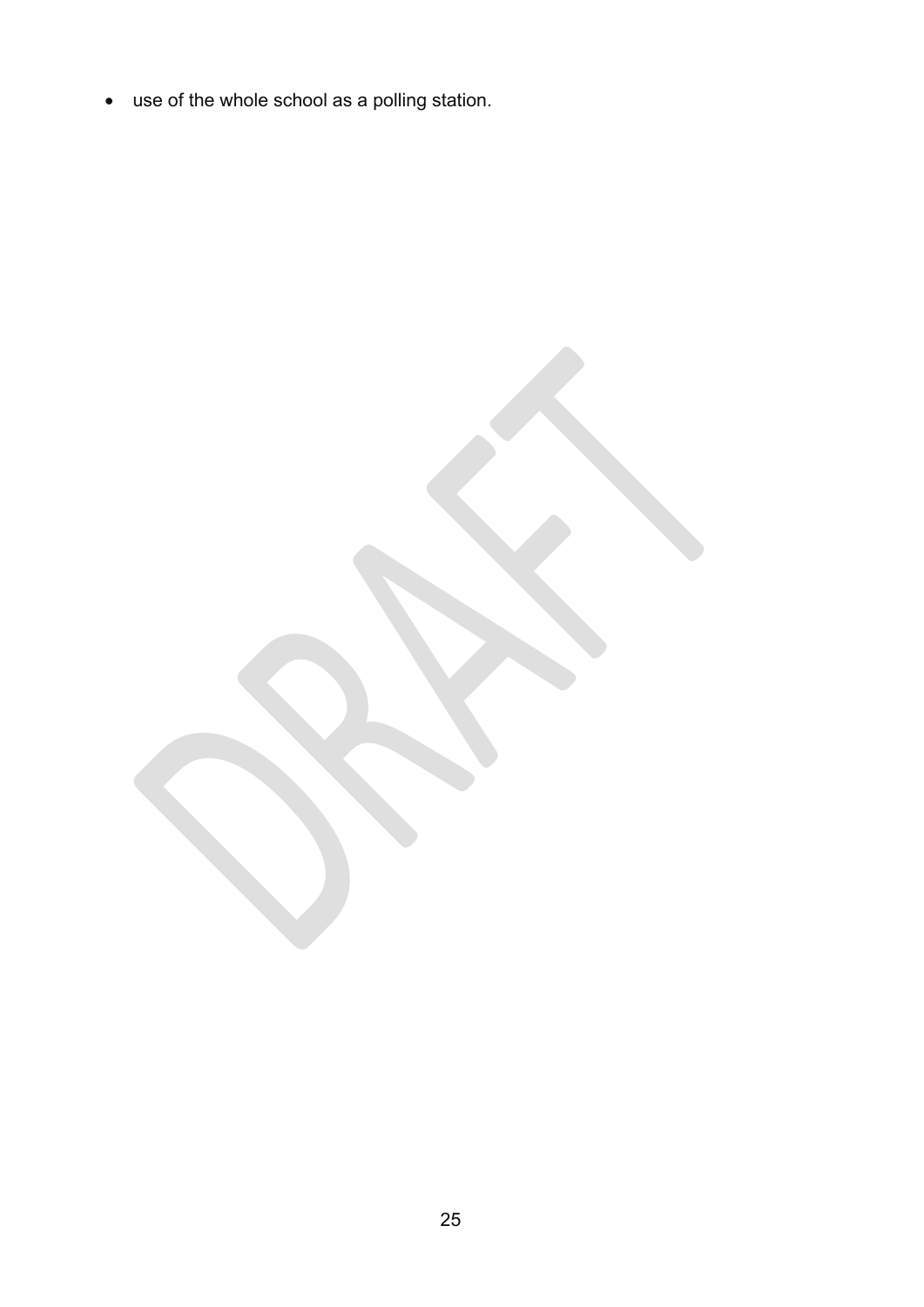- use of the whole school as a polling station.